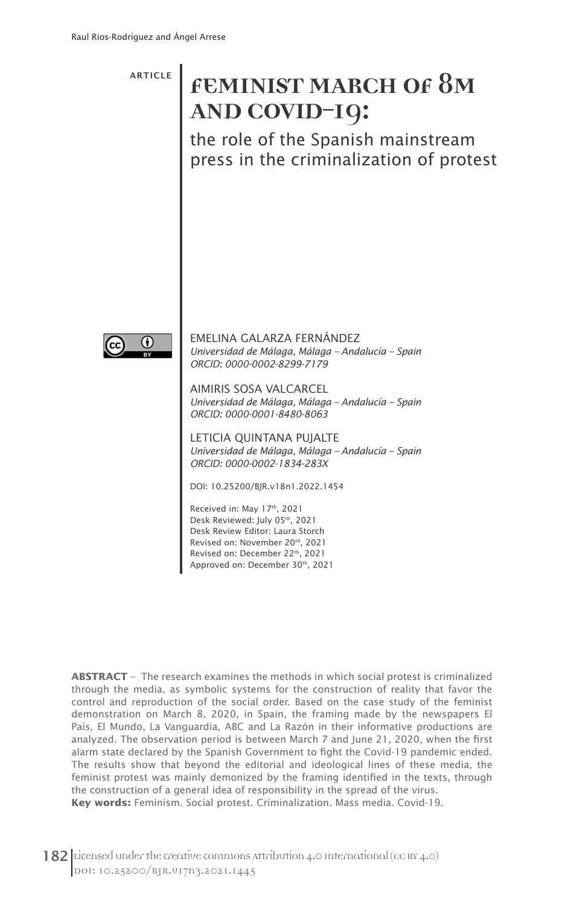ARTICLE

# FEMINIST MARCH OF 8M AND COVID-19:

## the role of the Spanish mainstream press in the criminalization of protest

EMELINA GALARZA FERNÁNDEZ
*Universidad de Málaga, Málaga – Andalucía – Spain*
*ORCID: 0000-0002-8299-7179*

AIMIRIS SOSA VALCARCEL
*Universidad de Málaga, Málaga – Andalucía – Spain*
*ORCID: 0000-0001-8480-8063*

LETICIA QUINTANA PUJALTE
*Universidad de Málaga, Málaga – Andalucía – Spain*
*ORCID: 0000-0002-1834-283X*

DOI: 10.25200/BJR.v18n1.2022.1454

Received in: May 17th, 2021
Desk Reviewed: July 05th, 2021
Desk Review Editor: Laura Storch
Revised on: November 20rd, 2021
Revised on: December 22th, 2021
Approved on: December 30th, 2021

**ABSTRACT** – The research examines the methods in which social protest is criminalized through the media, as symbolic systems for the construction of reality that favor the control and reproduction of the social order. Based on the case study of the feminist demonstration on March 8, 2020, in Spain, the framing made by the newspapers El País, El Mundo, La Vanguardia, ABC and La Razón in their informative productions are analyzed. The observation period is between March 7 and June 21, 2020, when the first alarm state declared by the Spanish Government to fight the Covid-19 pandemic ended. The results show that beyond the editorial and ideological lines of these media, the feminist protest was mainly demonized by the framing identified in the texts, through the construction of a general idea of responsibility in the spread of the virus.

**Key words:** Feminism. Social protest. Criminalization. Mass media. Covid-19.

Licensed under the creative commons Attribution 4.0 International (CC BY 4.0)
DOI: 10.25200/BJR.v17n3.2021.1445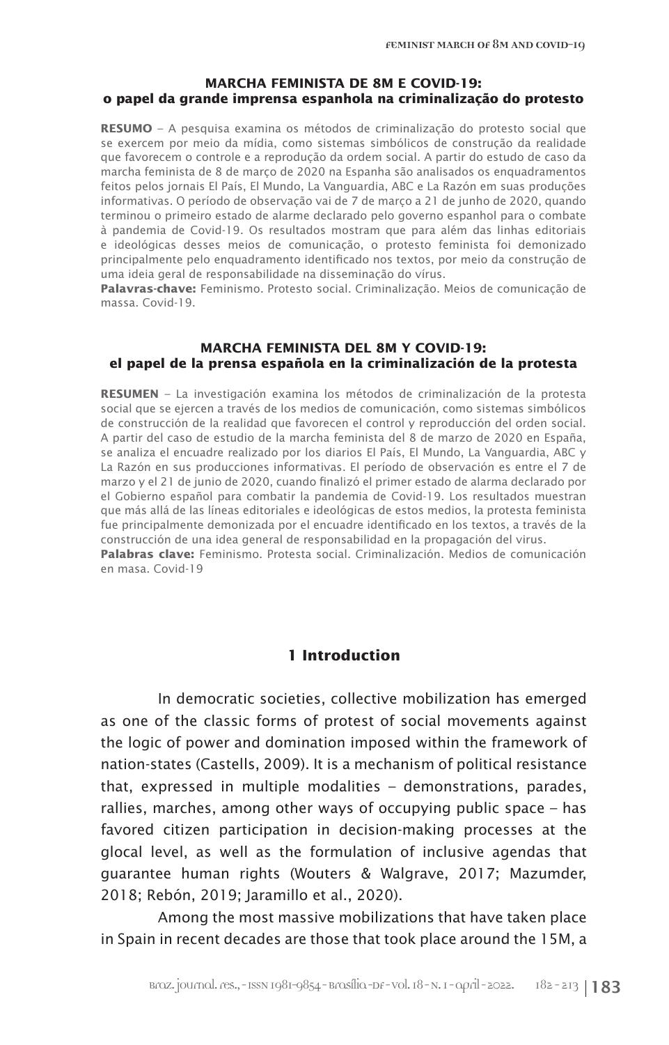**MARCHA FEMINISTA DE 8M E COVID-19:**
**o papel da grande imprensa espanhola na criminalização do protesto**

**RESUMO** – A pesquisa examina os métodos de criminalização do protesto social que se exercem por meio da mídia, como sistemas simbólicos de construção da realidade que favorecem o controle e a reprodução da ordem social. A partir do estudo de caso da marcha feminista de 8 de março de 2020 na Espanha são analisados os enquadramentos feitos pelos jornais El País, El Mundo, La Vanguardia, ABC e La Razón em suas produções informativas. O período de observação vai de 7 de março a 21 de junho de 2020, quando terminou o primeiro estado de alarme declarado pelo governo espanhol para o combate à pandemia de Covid-19. Os resultados mostram que para além das linhas editoriais e ideológicas desses meios de comunicação, o protesto feminista foi demonizado principalmente pelo enquadramento identificado nos textos, por meio da construção de uma ideia geral de responsabilidade na disseminação do vírus.
**Palavras-chave:** Feminismo. Protesto social. Criminalização. Meios de comunicação de massa. Covid-19.

**MARCHA FEMINISTA DEL 8M Y COVID-19:**
**el papel de la prensa española en la criminalización de la protesta**

**RESUMEN** – La investigación examina los métodos de criminalización de la protesta social que se ejercen a través de los medios de comunicación, como sistemas simbólicos de construcción de la realidad que favorecen el control y reproducción del orden social. A partir del caso de estudio de la marcha feminista del 8 de marzo de 2020 en España, se analiza el encuadre realizado por los diarios El País, El Mundo, La Vanguardia, ABC y La Razón en sus producciones informativas. El período de observación es entre el 7 de marzo y el 21 de junio de 2020, cuando finalizó el primer estado de alarma declarado por el Gobierno español para combatir la pandemia de Covid-19. Los resultados muestran que más allá de las líneas editoriales e ideológicas de estos medios, la protesta feminista fue principalmente demonizada por el encuadre identificado en los textos, a través de la construcción de una idea general de responsabilidad en la propagación del virus.
**Palabras clave:** Feminismo. Protesta social. Criminalización. Medios de comunicación en masa. Covid-19

## 1 Introduction

In democratic societies, collective mobilization has emerged as one of the classic forms of protest of social movements against the logic of power and domination imposed within the framework of nation-states (Castells, 2009). It is a mechanism of political resistance that, expressed in multiple modalities – demonstrations, parades, rallies, marches, among other ways of occupying public space – has favored citizen participation in decision-making processes at the glocal level, as well as the formulation of inclusive agendas that guarantee human rights (Wouters & Walgrave, 2017; Mazumder, 2018; Rebón, 2019; Jaramillo et al., 2020).

Among the most massive mobilizations that have taken place in Spain in recent decades are those that took place around the 15M, a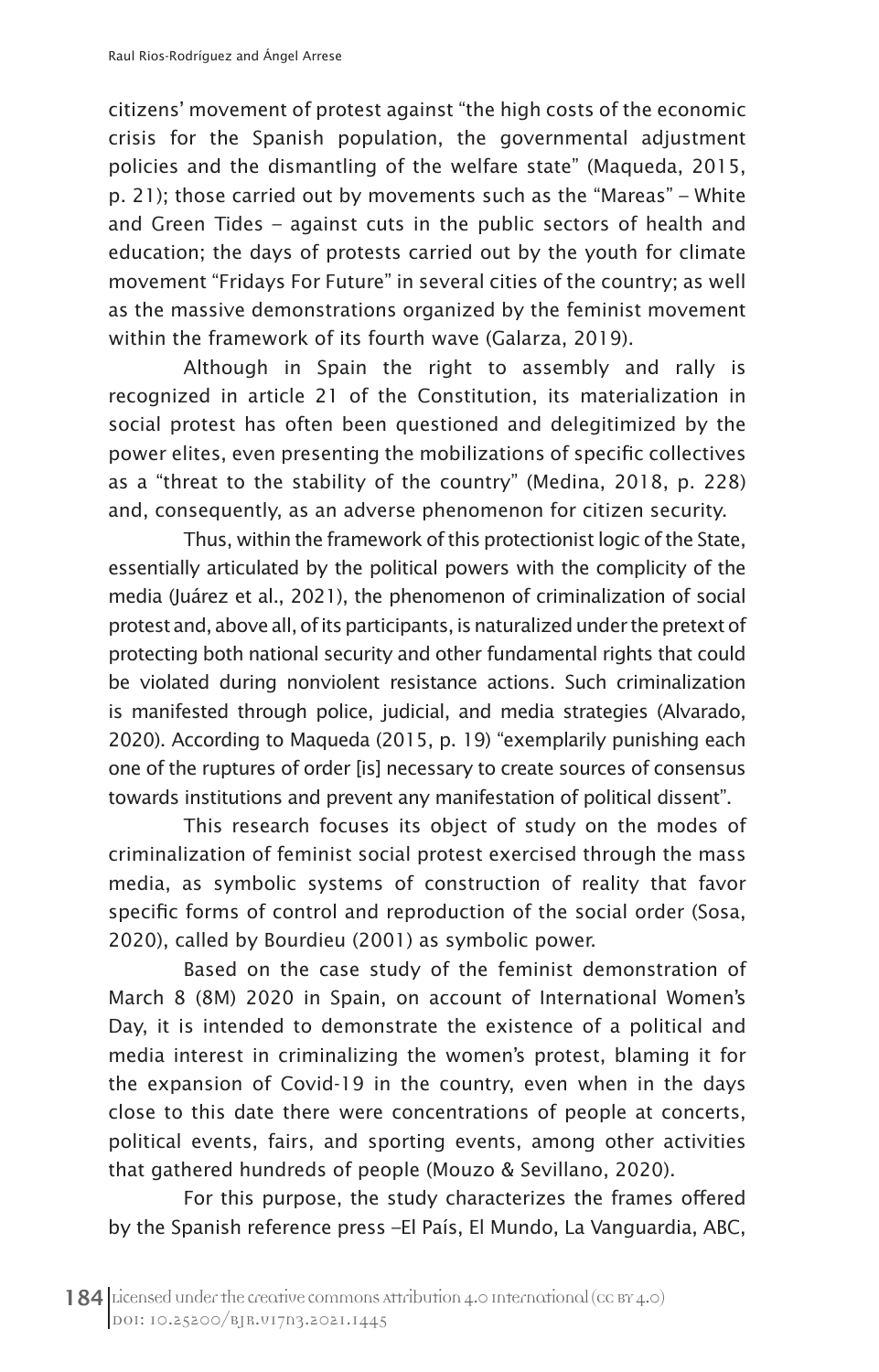citizens' movement of protest against "the high costs of the economic crisis for the Spanish population, the governmental adjustment policies and the dismantling of the welfare state" (Maqueda, 2015, p. 21); those carried out by movements such as the "Mareas" – White and Green Tides – against cuts in the public sectors of health and education; the days of protests carried out by the youth for climate movement "Fridays For Future" in several cities of the country; as well as the massive demonstrations organized by the feminist movement within the framework of its fourth wave (Galarza, 2019).

Although in Spain the right to assembly and rally is recognized in article 21 of the Constitution, its materialization in social protest has often been questioned and delegitimized by the power elites, even presenting the mobilizations of specific collectives as a "threat to the stability of the country" (Medina, 2018, p. 228) and, consequently, as an adverse phenomenon for citizen security.

Thus, within the framework of this protectionist logic of the State, essentially articulated by the political powers with the complicity of the media (Juárez et al., 2021), the phenomenon of criminalization of social protest and, above all, of its participants, is naturalized under the pretext of protecting both national security and other fundamental rights that could be violated during nonviolent resistance actions. Such criminalization is manifested through police, judicial, and media strategies (Alvarado, 2020). According to Maqueda (2015, p. 19) "exemplarily punishing each one of the ruptures of order [is] necessary to create sources of consensus towards institutions and prevent any manifestation of political dissent".

This research focuses its object of study on the modes of criminalization of feminist social protest exercised through the mass media, as symbolic systems of construction of reality that favor specific forms of control and reproduction of the social order (Sosa, 2020), called by Bourdieu (2001) as symbolic power.

Based on the case study of the feminist demonstration of March 8 (8M) 2020 in Spain, on account of International Women's Day, it is intended to demonstrate the existence of a political and media interest in criminalizing the women's protest, blaming it for the expansion of Covid-19 in the country, even when in the days close to this date there were concentrations of people at concerts, political events, fairs, and sporting events, among other activities that gathered hundreds of people (Mouzo & Sevillano, 2020).

For this purpose, the study characterizes the frames offered by the Spanish reference press –El País, El Mundo, La Vanguardia, ABC,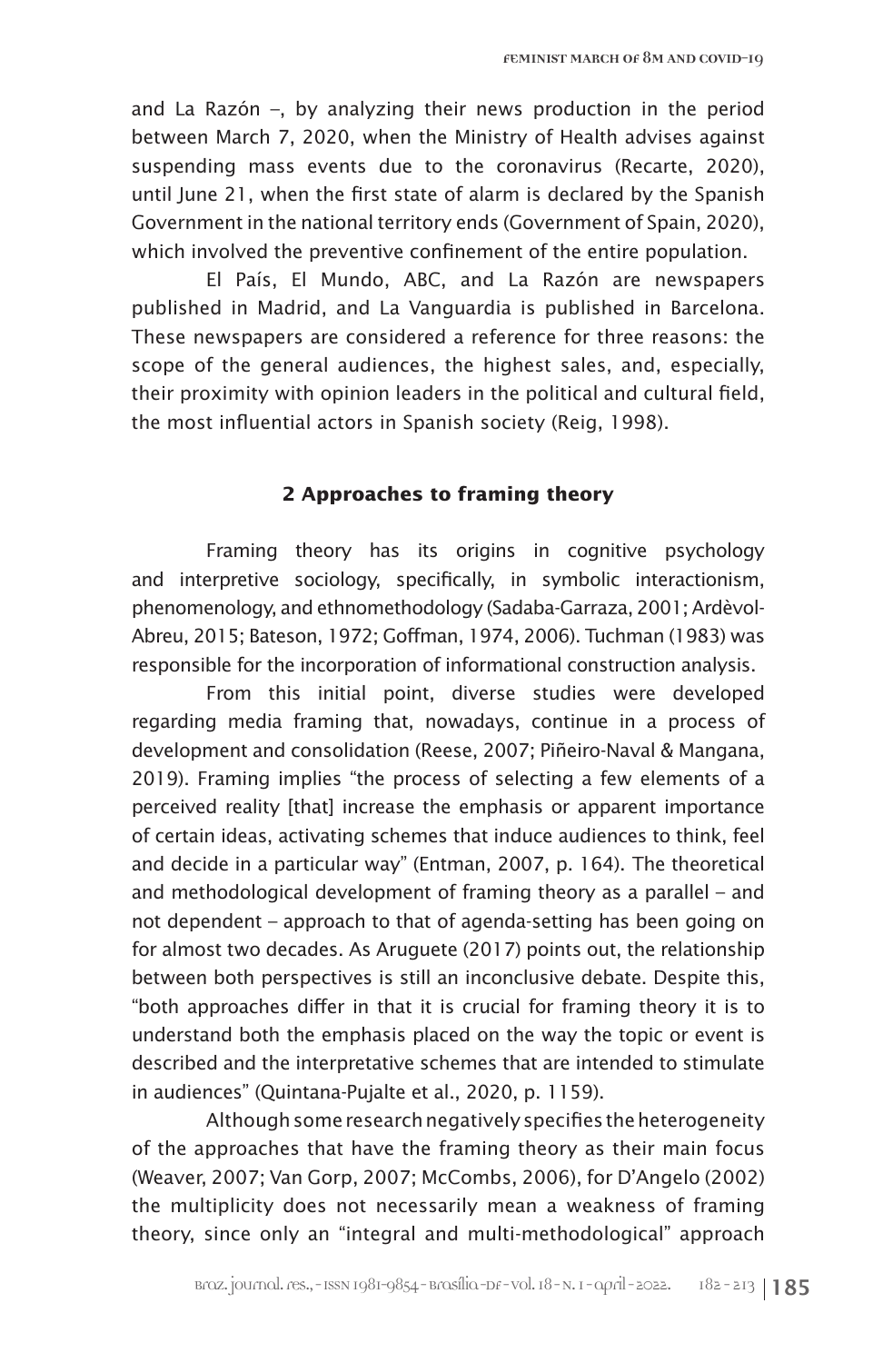and La Razón –, by analyzing their news production in the period between March 7, 2020, when the Ministry of Health advises against suspending mass events due to the coronavirus (Recarte, 2020), until June 21, when the first state of alarm is declared by the Spanish Government in the national territory ends (Government of Spain, 2020), which involved the preventive confinement of the entire population.

El País, El Mundo, ABC, and La Razón are newspapers published in Madrid, and La Vanguardia is published in Barcelona. These newspapers are considered a reference for three reasons: the scope of the general audiences, the highest sales, and, especially, their proximity with opinion leaders in the political and cultural field, the most influential actors in Spanish society (Reig, 1998).

## 2 Approaches to framing theory

Framing theory has its origins in cognitive psychology and interpretive sociology, specifically, in symbolic interactionism, phenomenology, and ethnomethodology (Sadaba-Garraza, 2001; Ardèvol-Abreu, 2015; Bateson, 1972; Goffman, 1974, 2006). Tuchman (1983) was responsible for the incorporation of informational construction analysis.

From this initial point, diverse studies were developed regarding media framing that, nowadays, continue in a process of development and consolidation (Reese, 2007; Piñeiro-Naval & Mangana, 2019). Framing implies "the process of selecting a few elements of a perceived reality [that] increase the emphasis or apparent importance of certain ideas, activating schemes that induce audiences to think, feel and decide in a particular way" (Entman, 2007, p. 164). The theoretical and methodological development of framing theory as a parallel – and not dependent – approach to that of agenda-setting has been going on for almost two decades. As Aruguete (2017) points out, the relationship between both perspectives is still an inconclusive debate. Despite this, "both approaches differ in that it is crucial for framing theory it is to understand both the emphasis placed on the way the topic or event is described and the interpretative schemes that are intended to stimulate in audiences" (Quintana-Pujalte et al., 2020, p. 1159).

Although some research negatively specifies the heterogeneity of the approaches that have the framing theory as their main focus (Weaver, 2007; Van Gorp, 2007; McCombs, 2006), for D'Angelo (2002) the multiplicity does not necessarily mean a weakness of framing theory, since only an "integral and multi-methodological" approach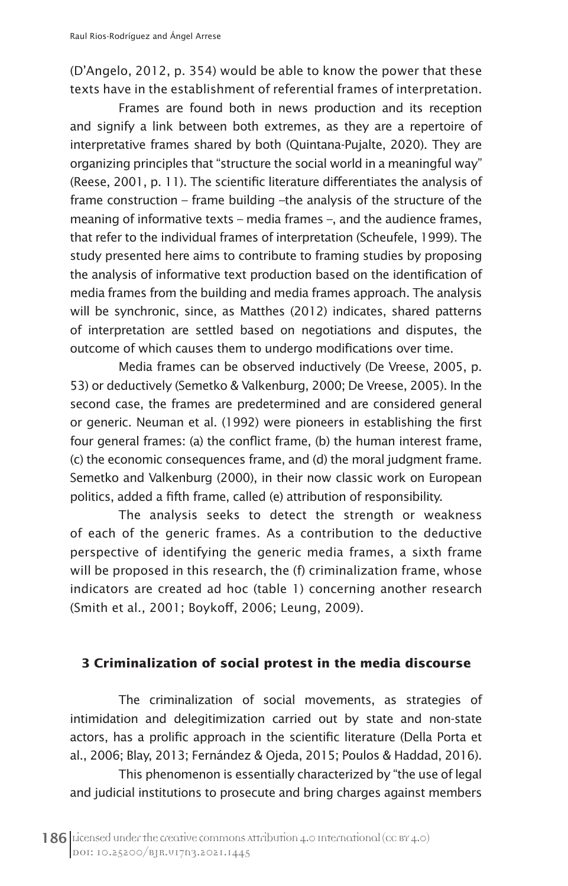(D'Angelo, 2012, p. 354) would be able to know the power that these texts have in the establishment of referential frames of interpretation.

Frames are found both in news production and its reception and signify a link between both extremes, as they are a repertoire of interpretative frames shared by both (Quintana-Pujalte, 2020). They are organizing principles that "structure the social world in a meaningful way" (Reese, 2001, p. 11). The scientific literature differentiates the analysis of frame construction – frame building –the analysis of the structure of the meaning of informative texts – media frames –, and the audience frames, that refer to the individual frames of interpretation (Scheufele, 1999). The study presented here aims to contribute to framing studies by proposing the analysis of informative text production based on the identification of media frames from the building and media frames approach. The analysis will be synchronic, since, as Matthes (2012) indicates, shared patterns of interpretation are settled based on negotiations and disputes, the outcome of which causes them to undergo modifications over time.

Media frames can be observed inductively (De Vreese, 2005, p. 53) or deductively (Semetko & Valkenburg, 2000; De Vreese, 2005). In the second case, the frames are predetermined and are considered general or generic. Neuman et al. (1992) were pioneers in establishing the first four general frames: (a) the conflict frame, (b) the human interest frame, (c) the economic consequences frame, and (d) the moral judgment frame. Semetko and Valkenburg (2000), in their now classic work on European politics, added a fifth frame, called (e) attribution of responsibility.

The analysis seeks to detect the strength or weakness of each of the generic frames. As a contribution to the deductive perspective of identifying the generic media frames, a sixth frame will be proposed in this research, the (f) criminalization frame, whose indicators are created ad hoc (table 1) concerning another research (Smith et al., 2001; Boykoff, 2006; Leung, 2009).

## 3 Criminalization of social protest in the media discourse

The criminalization of social movements, as strategies of intimidation and delegitimization carried out by state and non-state actors, has a prolific approach in the scientific literature (Della Porta et al., 2006; Blay, 2013; Fernández & Ojeda, 2015; Poulos & Haddad, 2016).

This phenomenon is essentially characterized by "the use of legal and judicial institutions to prosecute and bring charges against members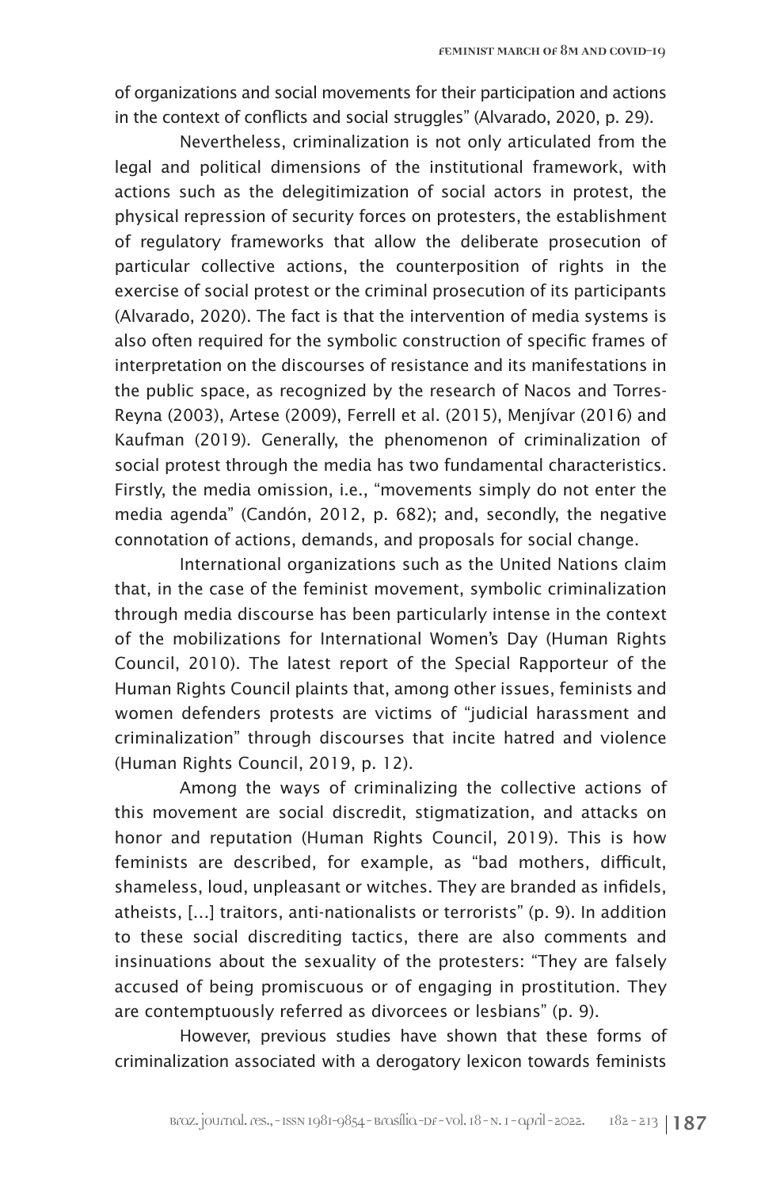of organizations and social movements for their participation and actions in the context of conflicts and social struggles" (Alvarado, 2020, p. 29).

Nevertheless, criminalization is not only articulated from the legal and political dimensions of the institutional framework, with actions such as the delegitimization of social actors in protest, the physical repression of security forces on protesters, the establishment of regulatory frameworks that allow the deliberate prosecution of particular collective actions, the counterposition of rights in the exercise of social protest or the criminal prosecution of its participants (Alvarado, 2020). The fact is that the intervention of media systems is also often required for the symbolic construction of specific frames of interpretation on the discourses of resistance and its manifestations in the public space, as recognized by the research of Nacos and Torres-Reyna (2003), Artese (2009), Ferrell et al. (2015), Menjívar (2016) and Kaufman (2019). Generally, the phenomenon of criminalization of social protest through the media has two fundamental characteristics. Firstly, the media omission, i.e., "movements simply do not enter the media agenda" (Candón, 2012, p. 682); and, secondly, the negative connotation of actions, demands, and proposals for social change.

International organizations such as the United Nations claim that, in the case of the feminist movement, symbolic criminalization through media discourse has been particularly intense in the context of the mobilizations for International Women's Day (Human Rights Council, 2010). The latest report of the Special Rapporteur of the Human Rights Council plaints that, among other issues, feminists and women defenders protests are victims of "judicial harassment and criminalization" through discourses that incite hatred and violence (Human Rights Council, 2019, p. 12).

Among the ways of criminalizing the collective actions of this movement are social discredit, stigmatization, and attacks on honor and reputation (Human Rights Council, 2019). This is how feminists are described, for example, as "bad mothers, difficult, shameless, loud, unpleasant or witches. They are branded as infidels, atheists, [...] traitors, anti-nationalists or terrorists" (p. 9). In addition to these social discrediting tactics, there are also comments and insinuations about the sexuality of the protesters: "They are falsely accused of being promiscuous or of engaging in prostitution. They are contemptuously referred as divorcees or lesbians" (p. 9).

However, previous studies have shown that these forms of criminalization associated with a derogatory lexicon towards feminists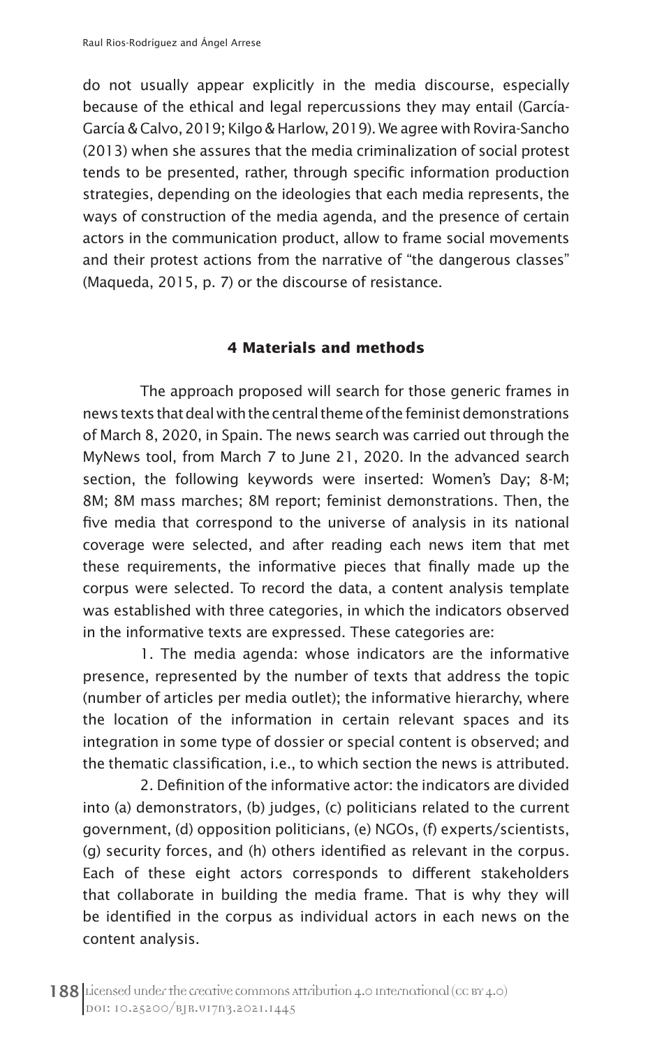do not usually appear explicitly in the media discourse, especially because of the ethical and legal repercussions they may entail (García-García & Calvo, 2019; Kilgo & Harlow, 2019). We agree with Rovira-Sancho (2013) when she assures that the media criminalization of social protest tends to be presented, rather, through specific information production strategies, depending on the ideologies that each media represents, the ways of construction of the media agenda, and the presence of certain actors in the communication product, allow to frame social movements and their protest actions from the narrative of "the dangerous classes" (Maqueda, 2015, p. 7) or the discourse of resistance.

## 4 Materials and methods

The approach proposed will search for those generic frames in news texts that deal with the central theme of the feminist demonstrations of March 8, 2020, in Spain. The news search was carried out through the MyNews tool, from March 7 to June 21, 2020. In the advanced search section, the following keywords were inserted: Women's Day; 8-M; 8M; 8M mass marches; 8M report; feminist demonstrations. Then, the five media that correspond to the universe of analysis in its national coverage were selected, and after reading each news item that met these requirements, the informative pieces that finally made up the corpus were selected. To record the data, a content analysis template was established with three categories, in which the indicators observed in the informative texts are expressed. These categories are:

1. The media agenda: whose indicators are the informative presence, represented by the number of texts that address the topic (number of articles per media outlet); the informative hierarchy, where the location of the information in certain relevant spaces and its integration in some type of dossier or special content is observed; and the thematic classification, i.e., to which section the news is attributed.

2. Definition of the informative actor: the indicators are divided into (a) demonstrators, (b) judges, (c) politicians related to the current government, (d) opposition politicians, (e) NGOs, (f) experts/scientists, (g) security forces, and (h) others identified as relevant in the corpus. Each of these eight actors corresponds to different stakeholders that collaborate in building the media frame. That is why they will be identified in the corpus as individual actors in each news on the content analysis.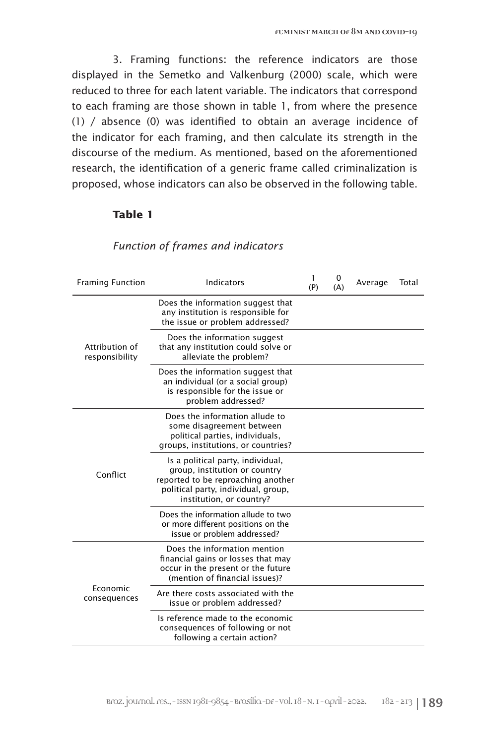3. Framing functions: the reference indicators are those displayed in the Semetko and Valkenburg (2000) scale, which were reduced to three for each latent variable. The indicators that correspond to each framing are those shown in table 1, from where the presence (1) / absence (0) was identified to obtain an average incidence of the indicator for each framing, and then calculate its strength in the discourse of the medium. As mentioned, based on the aforementioned research, the identification of a generic frame called criminalization is proposed, whose indicators can also be observed in the following table.

**Table 1**

*Function of frames and indicators*

| Framing Function | Indicators | 1 (P) | 0 (A) | Average | Total |
|---|---|---|---|---|---|
| Attribution of responsibility | Does the information suggest that any institution is responsible for the issue or problem addressed? | | | | |
| | Does the information suggest that any institution could solve or alleviate the problem? | | | | |
| | Does the information suggest that an individual (or a social group) is responsible for the issue or problem addressed? | | | | |
| Conflict | Does the information allude to some disagreement between political parties, individuals, groups, institutions, or countries? | | | | |
| | Is a political party, individual, group, institution or country reported to be reproaching another political party, individual, group, institution, or country? | | | | |
| | Does the information allude to two or more different positions on the issue or problem addressed? | | | | |
| Economic consequences | Does the information mention financial gains or losses that may occur in the present or the future (mention of financial issues)? | | | | |
| | Are there costs associated with the issue or problem addressed? | | | | |
| | Is reference made to the economic consequences of following or not following a certain action? | | | | |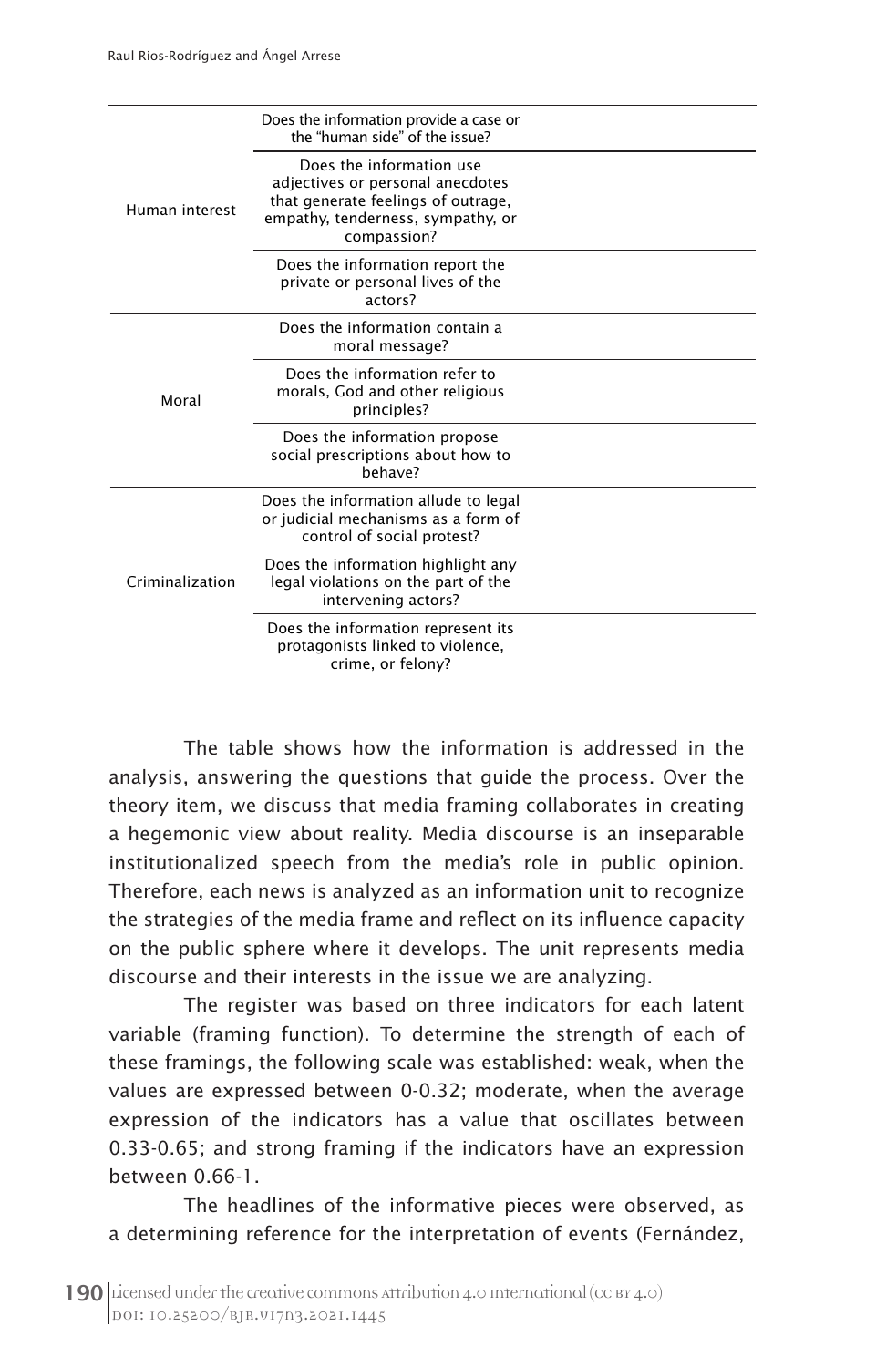| | | |
|---|---|---|
| Human interest | Does the information provide a case or the "human side" of the issue? | |
| | Does the information use adjectives or personal anecdotes that generate feelings of outrage, empathy, tenderness, sympathy, or compassion? | |
| | Does the information report the private or personal lives of the actors? | |
| Moral | Does the information contain a moral message? | |
| | Does the information refer to morals, God and other religious principles? | |
| | Does the information propose social prescriptions about how to behave? | |
| Criminalization | Does the information allude to legal or judicial mechanisms as a form of control of social protest? | |
| | Does the information highlight any legal violations on the part of the intervening actors? | |
| | Does the information represent its protagonists linked to violence, crime, or felony? | |

The table shows how the information is addressed in the analysis, answering the questions that guide the process. Over the theory item, we discuss that media framing collaborates in creating a hegemonic view about reality. Media discourse is an inseparable institutionalized speech from the media's role in public opinion. Therefore, each news is analyzed as an information unit to recognize the strategies of the media frame and reflect on its influence capacity on the public sphere where it develops. The unit represents media discourse and their interests in the issue we are analyzing.

The register was based on three indicators for each latent variable (framing function). To determine the strength of each of these framings, the following scale was established: weak, when the values are expressed between 0-0.32; moderate, when the average expression of the indicators has a value that oscillates between 0.33-0.65; and strong framing if the indicators have an expression between 0.66-1.

The headlines of the informative pieces were observed, as a determining reference for the interpretation of events (Fernández,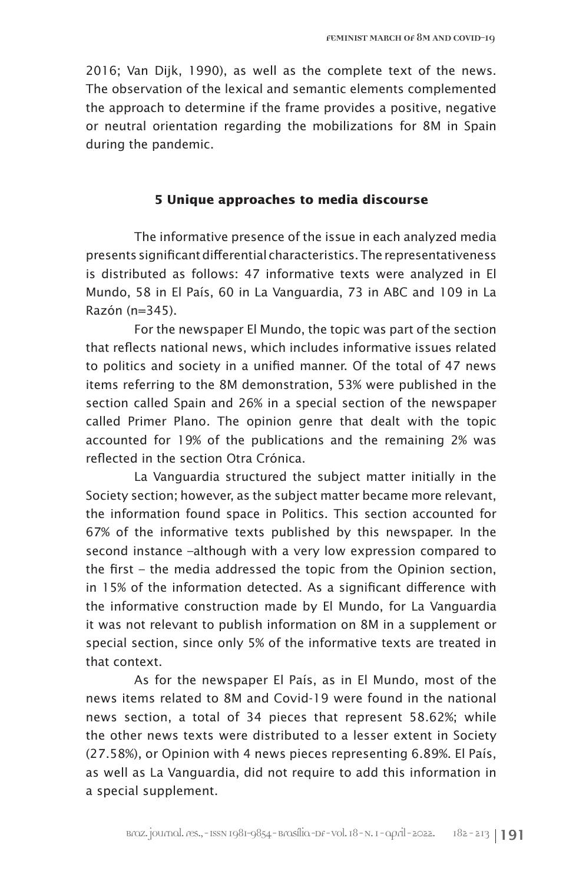2016; Van Dijk, 1990), as well as the complete text of the news. The observation of the lexical and semantic elements complemented the approach to determine if the frame provides a positive, negative or neutral orientation regarding the mobilizations for 8M in Spain during the pandemic.

## 5 Unique approaches to media discourse

The informative presence of the issue in each analyzed media presents significant differential characteristics. The representativeness is distributed as follows: 47 informative texts were analyzed in El Mundo, 58 in El País, 60 in La Vanguardia, 73 in ABC and 109 in La Razón (n=345).

For the newspaper El Mundo, the topic was part of the section that reflects national news, which includes informative issues related to politics and society in a unified manner. Of the total of 47 news items referring to the 8M demonstration, 53% were published in the section called Spain and 26% in a special section of the newspaper called Primer Plano*.* The opinion genre that dealt with the topic accounted for 19% of the publications and the remaining 2% was reflected in the section Otra Crónica.

La Vanguardia structured the subject matter initially in the Society section; however, as the subject matter became more relevant, the information found space in Politics. This section accounted for 67% of the informative texts published by this newspaper. In the second instance –although with a very low expression compared to the first – the media addressed the topic from the Opinion section, in 15% of the information detected. As a significant difference with the informative construction made by El Mundo, for La Vanguardia it was not relevant to publish information on 8M in a supplement or special section, since only 5% of the informative texts are treated in that context.

As for the newspaper El País, as in El Mundo, most of the news items related to 8M and Covid-19 were found in the national news section, a total of 34 pieces that represent 58.62%; while the other news texts were distributed to a lesser extent in Society (27.58%), or Opinion with 4 news pieces representing 6.89%. El País, as well as La Vanguardia, did not require to add this information in a special supplement.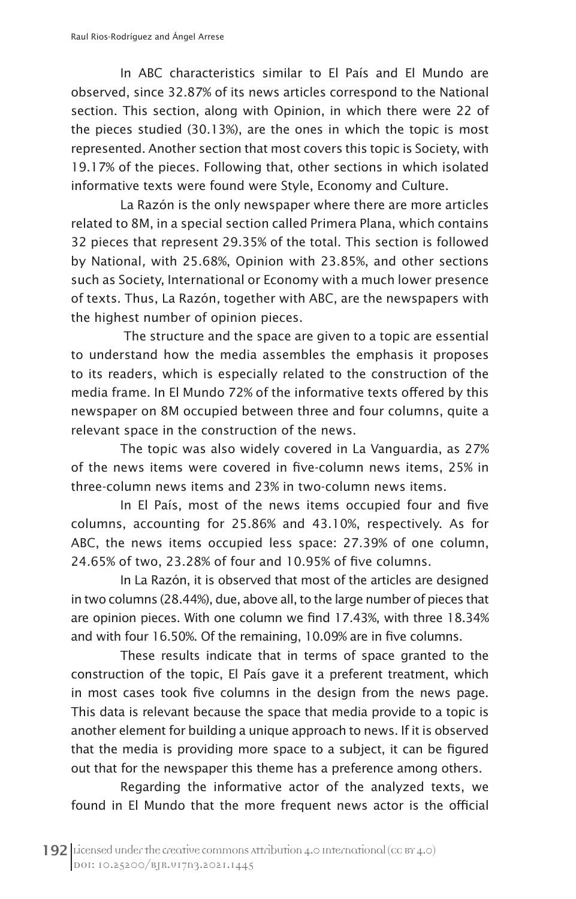In ABC characteristics similar to El País and El Mundo are observed, since 32.87% of its news articles correspond to the National section. This section, along with Opinion, in which there were 22 of the pieces studied (30.13%), are the ones in which the topic is most represented. Another section that most covers this topic is Society, with 19.17% of the pieces. Following that, other sections in which isolated informative texts were found were Style, Economy and Culture.

La Razón is the only newspaper where there are more articles related to 8M, in a special section called Primera Plana, which contains 32 pieces that represent 29.35% of the total. This section is followed by National, with 25.68%, Opinion with 23.85%, and other sections such as Society, International or Economy with a much lower presence of texts. Thus, La Razón, together with ABC, are the newspapers with the highest number of opinion pieces.

The structure and the space are given to a topic are essential to understand how the media assembles the emphasis it proposes to its readers, which is especially related to the construction of the media frame. In El Mundo 72% of the informative texts offered by this newspaper on 8M occupied between three and four columns, quite a relevant space in the construction of the news.

The topic was also widely covered in La Vanguardia, as 27% of the news items were covered in five-column news items, 25% in three-column news items and 23% in two-column news items.

In El País, most of the news items occupied four and five columns, accounting for 25.86% and 43.10%, respectively. As for ABC, the news items occupied less space: 27.39% of one column, 24.65% of two, 23.28% of four and 10.95% of five columns.

In La Razón, it is observed that most of the articles are designed in two columns (28.44%), due, above all, to the large number of pieces that are opinion pieces. With one column we find 17.43%, with three 18.34% and with four 16.50%. Of the remaining, 10.09% are in five columns.

These results indicate that in terms of space granted to the construction of the topic, El País gave it a preferent treatment, which in most cases took five columns in the design from the news page. This data is relevant because the space that media provide to a topic is another element for building a unique approach to news. If it is observed that the media is providing more space to a subject, it can be figured out that for the newspaper this theme has a preference among others.

Regarding the informative actor of the analyzed texts, we found in El Mundo that the more frequent news actor is the official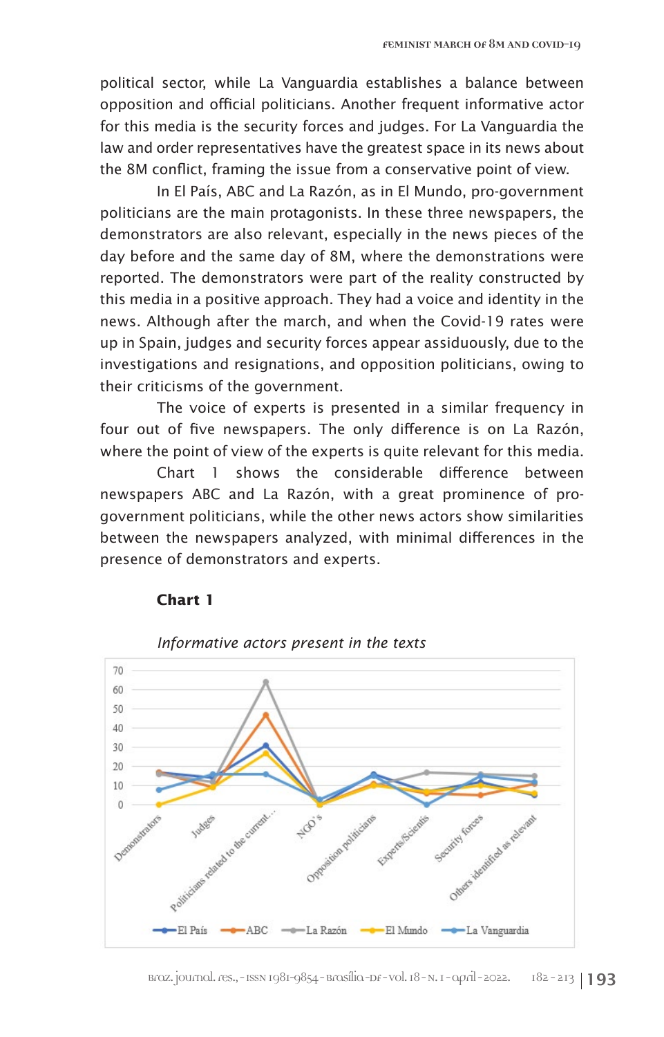political sector, while La Vanguardia establishes a balance between opposition and official politicians. Another frequent informative actor for this media is the security forces and judges. For La Vanguardia the law and order representatives have the greatest space in its news about the 8M conflict, framing the issue from a conservative point of view.

In El País, ABC and La Razón, as in El Mundo, pro-government politicians are the main protagonists. In these three newspapers, the demonstrators are also relevant, especially in the news pieces of the day before and the same day of 8M, where the demonstrations were reported. The demonstrators were part of the reality constructed by this media in a positive approach. They had a voice and identity in the news. Although after the march, and when the Covid-19 rates were up in Spain, judges and security forces appear assiduously, due to the investigations and resignations, and opposition politicians, owing to their criticisms of the government.

The voice of experts is presented in a similar frequency in four out of five newspapers. The only difference is on La Razón, where the point of view of the experts is quite relevant for this media.

Chart 1 shows the considerable difference between newspapers ABC and La Razón, with a great prominence of pro-government politicians, while the other news actors show similarities between the newspapers analyzed, with minimal differences in the presence of demonstrators and experts.

**Chart 1**

*Informative actors present in the texts*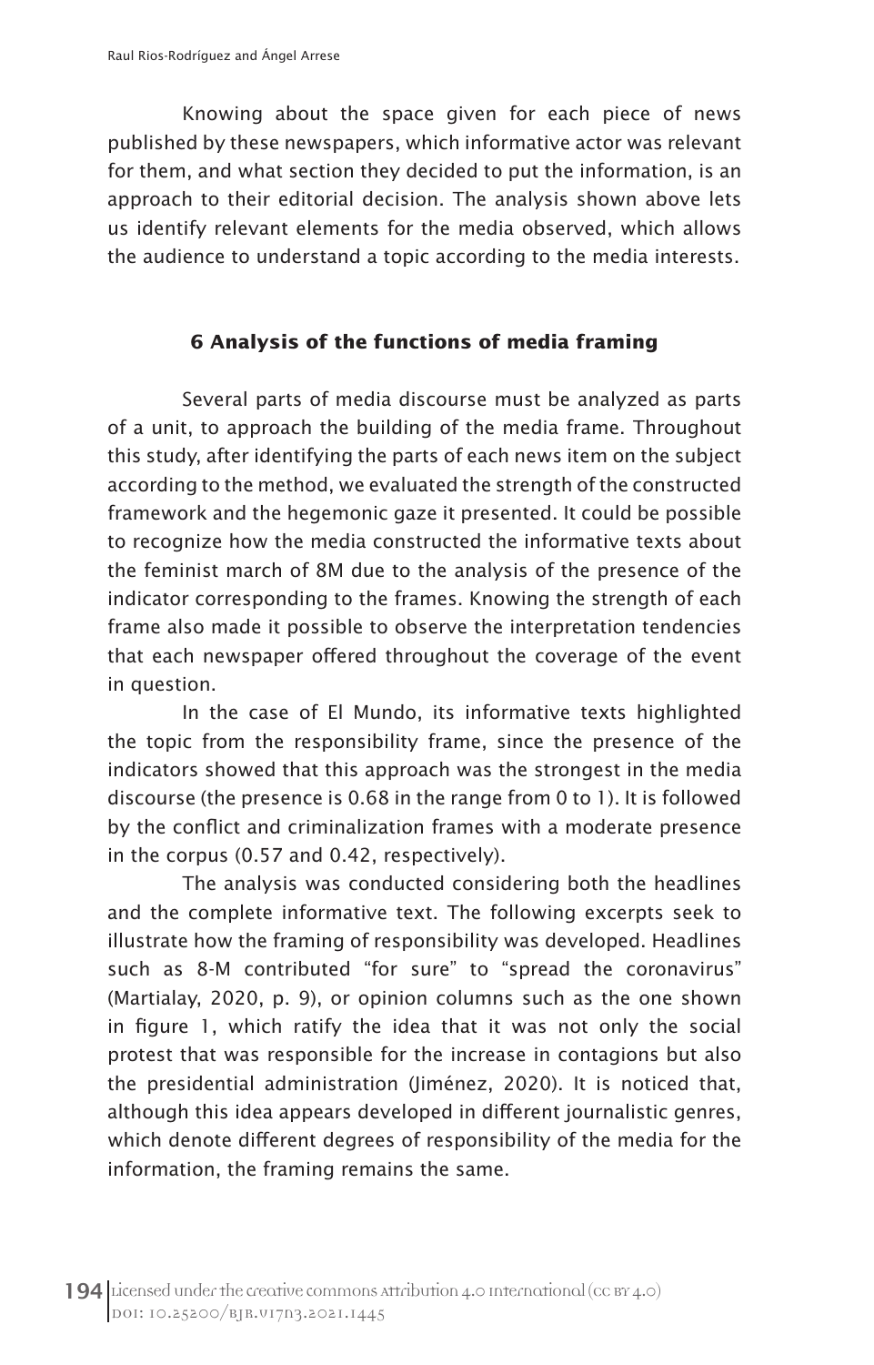Knowing about the space given for each piece of news published by these newspapers, which informative actor was relevant for them, and what section they decided to put the information, is an approach to their editorial decision. The analysis shown above lets us identify relevant elements for the media observed, which allows the audience to understand a topic according to the media interests.

## 6 Analysis of the functions of media framing

Several parts of media discourse must be analyzed as parts of a unit, to approach the building of the media frame. Throughout this study, after identifying the parts of each news item on the subject according to the method, we evaluated the strength of the constructed framework and the hegemonic gaze it presented. It could be possible to recognize how the media constructed the informative texts about the feminist march of 8M due to the analysis of the presence of the indicator corresponding to the frames. Knowing the strength of each frame also made it possible to observe the interpretation tendencies that each newspaper offered throughout the coverage of the event in question.

In the case of El Mundo, its informative texts highlighted the topic from the responsibility frame, since the presence of the indicators showed that this approach was the strongest in the media discourse (the presence is 0.68 in the range from 0 to 1). It is followed by the conflict and criminalization frames with a moderate presence in the corpus (0.57 and 0.42, respectively).

The analysis was conducted considering both the headlines and the complete informative text. The following excerpts seek to illustrate how the framing of responsibility was developed. Headlines such as 8-M contributed "for sure" to "spread the coronavirus" (Martialay, 2020, p. 9), or opinion columns such as the one shown in figure 1, which ratify the idea that it was not only the social protest that was responsible for the increase in contagions but also the presidential administration (Jiménez, 2020). It is noticed that, although this idea appears developed in different journalistic genres, which denote different degrees of responsibility of the media for the information, the framing remains the same.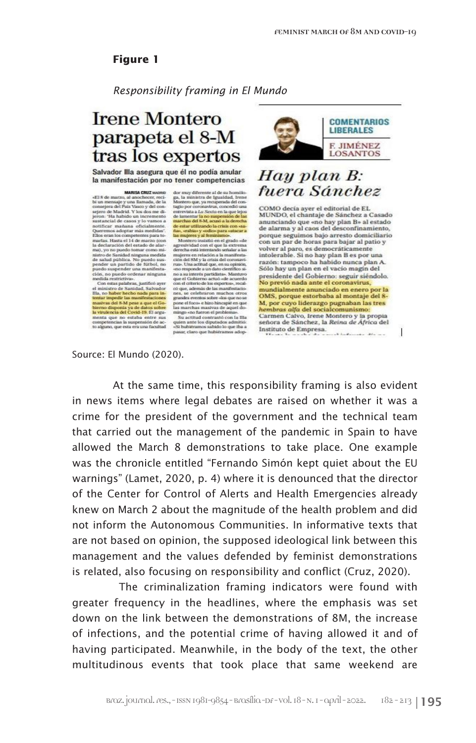**Figure 1**

*Responsibility framing in El Mundo*

Source: El Mundo (2020).

At the same time, this responsibility framing is also evident in news items where legal debates are raised on whether it was a crime for the president of the government and the technical team that carried out the management of the pandemic in Spain to have allowed the March 8 demonstrations to take place. One example was the chronicle entitled "Fernando Simón kept quiet about the EU warnings" (Lamet, 2020, p. 4) where it is denounced that the director of the Center for Control of Alerts and Health Emergencies already knew on March 2 about the magnitude of the health problem and did not inform the Autonomous Communities. In informative texts that are not based on opinion, the supposed ideological link between this management and the values defended by feminist demonstrations is related, also focusing on responsibility and conflict (Cruz, 2020).

The criminalization framing indicators were found with greater frequency in the headlines, where the emphasis was set down on the link between the demonstrations of 8M, the increase of infections, and the potential crime of having allowed it and of having participated. Meanwhile, in the body of the text, the other multitudinous events that took place that same weekend are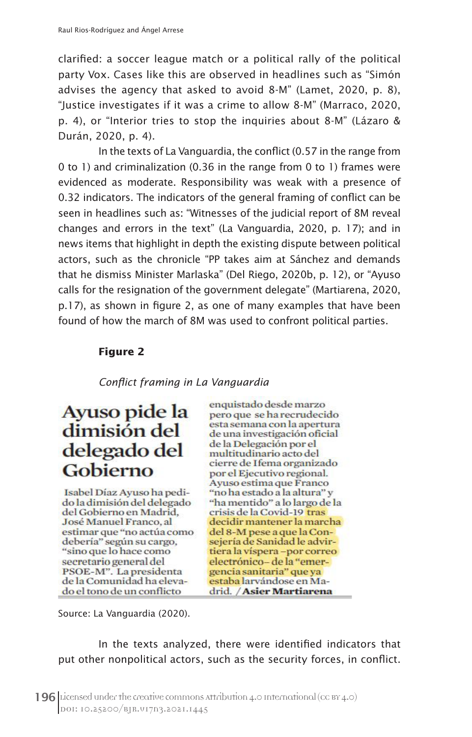clarified: a soccer league match or a political rally of the political party Vox. Cases like this are observed in headlines such as "Simón advises the agency that asked to avoid 8-M" (Lamet, 2020, p. 8), "Justice investigates if it was a crime to allow 8-M" (Marraco, 2020, p. 4), or "Interior tries to stop the inquiries about 8-M" (Lázaro & Durán, 2020, p. 4).

In the texts of La Vanguardia, the conflict (0.57 in the range from 0 to 1) and criminalization (0.36 in the range from 0 to 1) frames were evidenced as moderate. Responsibility was weak with a presence of 0.32 indicators. The indicators of the general framing of conflict can be seen in headlines such as: "Witnesses of the judicial report of 8M reveal changes and errors in the text" (La Vanguardia, 2020, p. 17); and in news items that highlight in depth the existing dispute between political actors, such as the chronicle "PP takes aim at Sánchez and demands that he dismiss Minister Marlaska" (Del Riego, 2020b, p. 12), or "Ayuso calls for the resignation of the government delegate" (Martiarena, 2020, p.17), as shown in figure 2, as one of many examples that have been found of how the march of 8M was used to confront political parties.

**Figure 2**

*Conflict framing in La Vanguardia*

**Ayuso pide la dimisión del delegado del Gobierno**

Isabel Díaz Ayuso ha pedido la dimisión del delegado del Gobierno en Madrid, José Manuel Franco, al estimar que "no actúa como debería" según su cargo, "sino que lo hace como secretario general del PSOE-M". La presidenta de la Comunidad ha elevado el tono de un conflicto enquistado desde marzo pero que se ha recrudecido esta semana con la apertura de una investigación oficial de la Delegación por el multitudinario acto del cierre de Ifema organizado por el Ejecutivo regional. Ayuso estima que Franco "no ha estado a la altura" y "ha mentido" a lo largo de la crisis de la Covid-19 tras decidir mantener la marcha del 8-M pese a que la Consejería de Sanidad le advirtiera la víspera –por correo electrónico– de la "emergencia sanitaria" que ya estaba larvándose en Madrid. / **Asier Martiarena**

Source: La Vanguardia (2020).

In the texts analyzed, there were identified indicators that put other nonpolitical actors, such as the security forces, in conflict.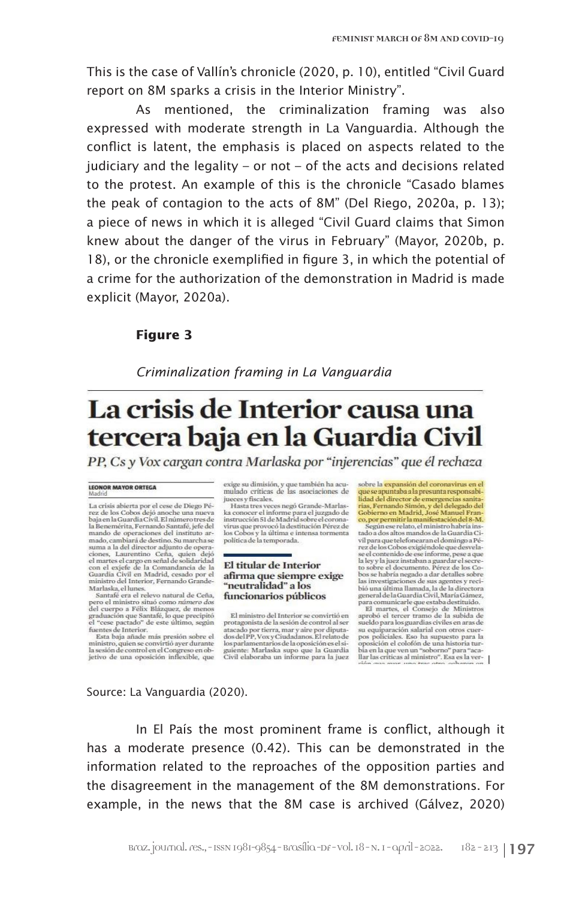This is the case of Vallín's chronicle (2020, p. 10), entitled "Civil Guard report on 8M sparks a crisis in the Interior Ministry".

As mentioned, the criminalization framing was also expressed with moderate strength in La Vanguardia. Although the conflict is latent, the emphasis is placed on aspects related to the judiciary and the legality – or not – of the acts and decisions related to the protest. An example of this is the chronicle "Casado blames the peak of contagion to the acts of 8M" (Del Riego, 2020a, p. 13); a piece of news in which it is alleged "Civil Guard claims that Simon knew about the danger of the virus in February" (Mayor, 2020b, p. 18), or the chronicle exemplified in figure 3, in which the potential of a crime for the authorization of the demonstration in Madrid is made explicit (Mayor, 2020a).

**Figure 3**

*Criminalization framing in La Vanguardia*

**La crisis de Interior causa una tercera baja en la Guardia Civil**

*PP, Cs y Vox cargan contra Marlaska por "injerencias" que él rechaza*

Source: La Vanguardia (2020).

In El País the most prominent frame is conflict, although it has a moderate presence (0.42). This can be demonstrated in the information related to the reproaches of the opposition parties and the disagreement in the management of the 8M demonstrations. For example, in the news that the 8M case is archived (Gálvez, 2020)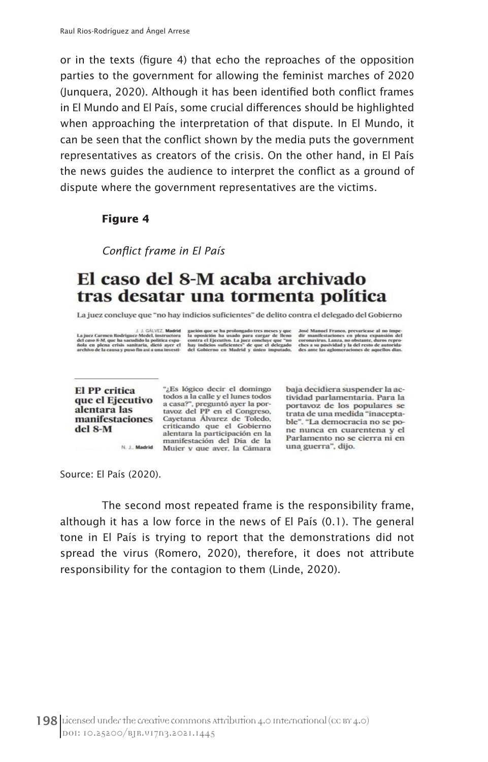or in the texts (figure 4) that echo the reproaches of the opposition parties to the government for allowing the feminist marches of 2020 (Junquera, 2020). Although it has been identified both conflict frames in El Mundo and El País, some crucial differences should be highlighted when approaching the interpretation of that dispute. In El Mundo, it can be seen that the conflict shown by the media puts the government representatives as creators of the crisis. On the other hand, in El País the news guides the audience to interpret the conflict as a ground of dispute where the government representatives are the victims.

**Figure 4**

*Conflict frame in El País*

# El caso del 8-M acaba archivado tras desatar una tormenta política

La juez concluye que "no hay indicios suficientes" de delito contra el delegado del Gobierno

J. J. GÁLVEZ, **Madrid**
**La juez Carmen Rodríguez-Medel, instructora del caso 8-M, que ha sacudido la política española en plena crisis sanitaria, dictó ayer el archivo de la causa y puso fin así a una investigación que se ha prolongado tres meses y que la oposición ha usado para cargar de lleno contra el Ejecutivo. La juez concluye que "no hay indicios suficientes" de que el delegado del Gobierno en Madrid y único imputado, José Manuel Franco, prevaricase al no impedir manifestaciones en plena expansión del coronavirus. Lanza, no obstante, duros reproches a su pasividad y la del resto de autoridades ante las aglomeraciones de aquellos días.**

**El PP critica que el Ejecutivo alentara las manifestaciones del 8-M**

N. J., **Madrid**

"¿Es lógico decir el domingo todos a la calle y el lunes todos a casa?", preguntó ayer la portavoz del PP en el Congreso, Cayetana Álvarez de Toledo, criticando que el Gobierno alentara la participación en la manifestación del Día de la Mujer y que ayer, la Cámara baja decidiera suspender la actividad parlamentaria. Para la portavoz de los populares se trata de una medida "inaceptable". "La democracia no se pone nunca en cuarentena y el Parlamento no se cierra ni en una guerra", dijo.

Source: El País (2020).

The second most repeated frame is the responsibility frame, although it has a low force in the news of El País (0.1). The general tone in El País is trying to report that the demonstrations did not spread the virus (Romero, 2020), therefore, it does not attribute responsibility for the contagion to them (Linde, 2020).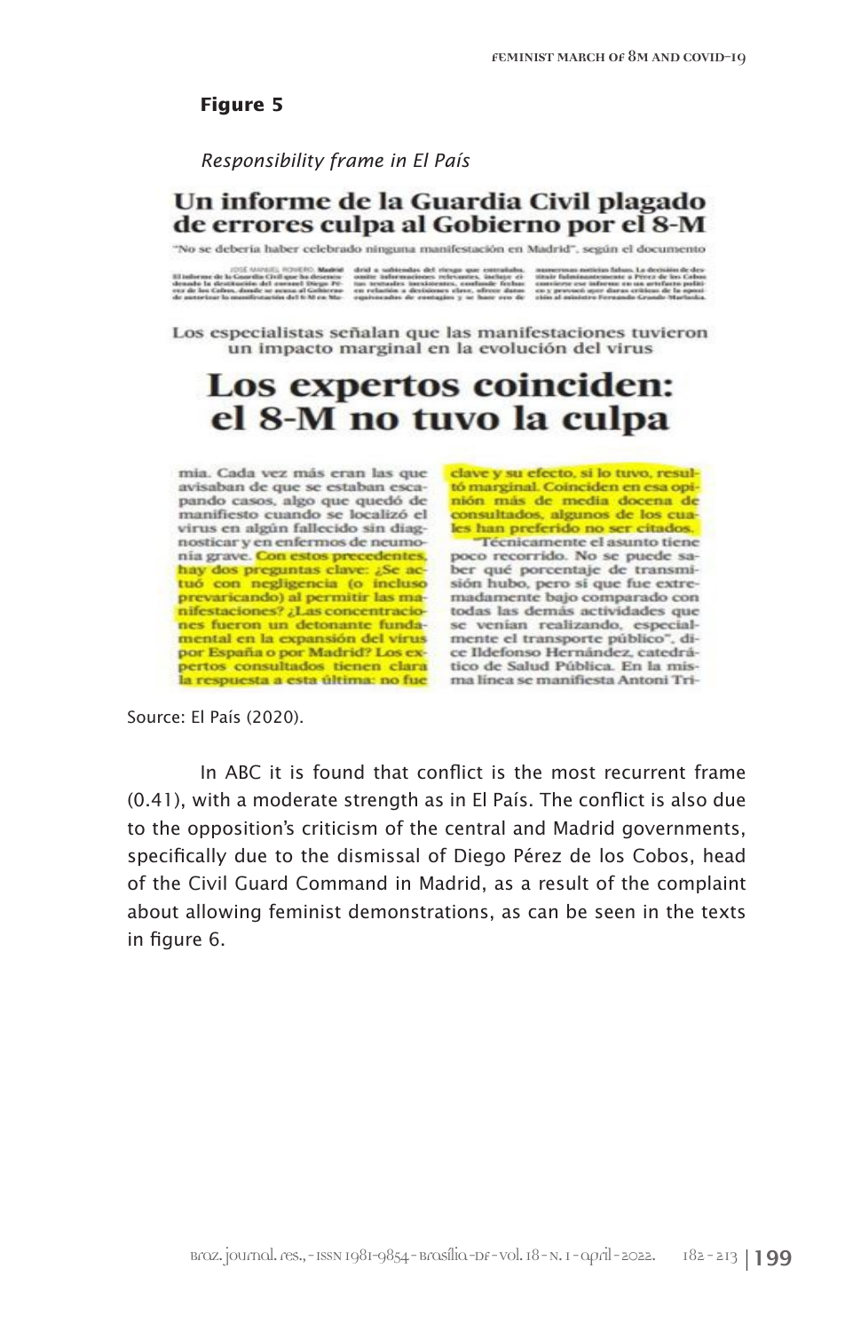**Figure 5**

*Responsibility frame in El País*

**Un informe de la Guardia Civil plagado de errores culpa al Gobierno por el 8-M**

"No se debería haber celebrado ninguna manifestación en Madrid", según el documento

Los especialistas señalan que las manifestaciones tuvieron un impacto marginal en la evolución del virus

**Los expertos coinciden: el 8-M no tuvo la culpa**

mia. Cada vez más eran las que avisaban de que se estaban escapando casos, algo que quedó de manifiesto cuando se localizó el virus en algún fallecido sin diagnosticar y en enfermos de neumonía grave. Con estos precedentes, hay dos preguntas clave: ¿Se actuó con negligencia (o incluso prevaricando) al permitir las manifestaciones? ¿Las concentraciones fueron un detonante fundamental en la expansión del virus por España o por Madrid? Los expertos consultados tienen clara la respuesta a esta última: no fue clave y su efecto, si lo tuvo, resultó marginal. Coinciden en esa opinión más de media docena de consultados, algunos de los cuales han preferido no ser citados.

"Técnicamente el asunto tiene poco recorrido. No se puede saber qué porcentaje de transmisión hubo, pero sí que fue extremadamente bajo comparado con todas las demás actividades que se venían realizando, especialmente el transporte público", dice Ildefonso Hernández, catedrático de Salud Pública. En la misma línea se manifiesta Antoni Tri-

Source: El País (2020).

In ABC it is found that conflict is the most recurrent frame (0.41), with a moderate strength as in El País. The conflict is also due to the opposition's criticism of the central and Madrid governments, specifically due to the dismissal of Diego Pérez de los Cobos, head of the Civil Guard Command in Madrid, as a result of the complaint about allowing feminist demonstrations, as can be seen in the texts in figure 6.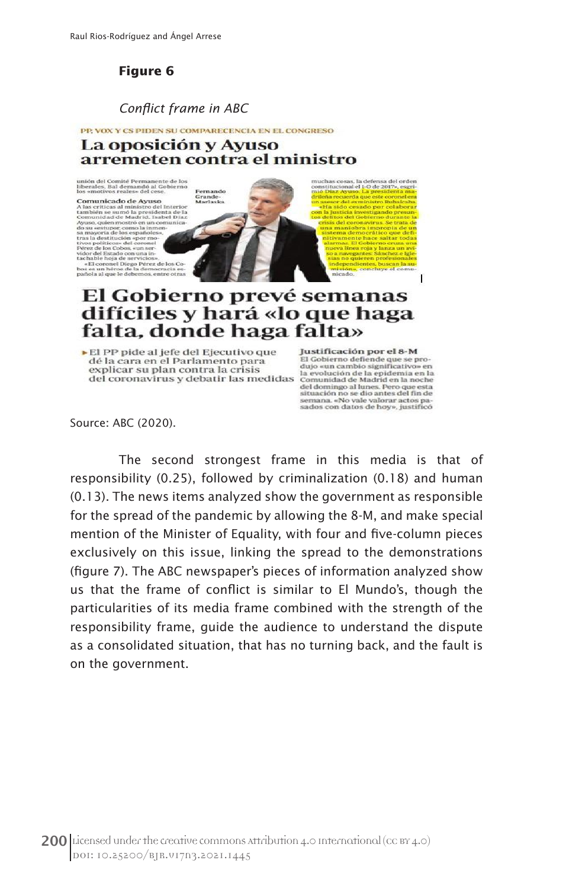**Figure 6**

*Conflict frame in ABC*

Source: ABC (2020).

The second strongest frame in this media is that of responsibility (0.25), followed by criminalization (0.18) and human (0.13). The news items analyzed show the government as responsible for the spread of the pandemic by allowing the 8-M, and make special mention of the Minister of Equality, with four and five-column pieces exclusively on this issue, linking the spread to the demonstrations (figure 7). The ABC newspaper's pieces of information analyzed show us that the frame of conflict is similar to El Mundo's, though the particularities of its media frame combined with the strength of the responsibility frame, guide the audience to understand the dispute as a consolidated situation, that has no turning back, and the fault is on the government.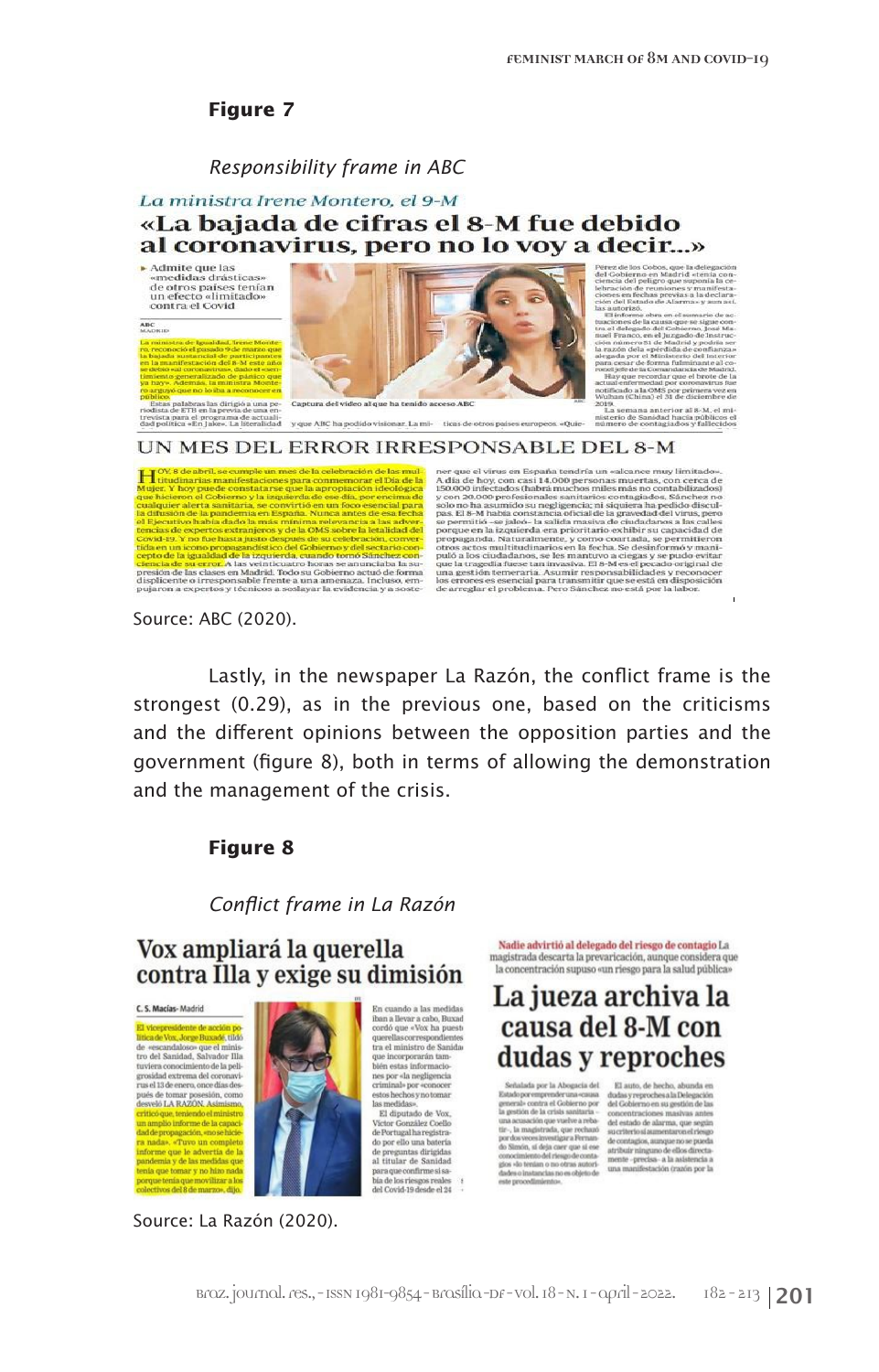**Figure 7**

*Responsibility frame in ABC*

Source: ABC (2020).

Lastly, in the newspaper La Razón, the conflict frame is the strongest (0.29), as in the previous one, based on the criticisms and the different opinions between the opposition parties and the government (figure 8), both in terms of allowing the demonstration and the management of the crisis.

**Figure 8**

*Conflict frame in La Razón*

Source: La Razón (2020).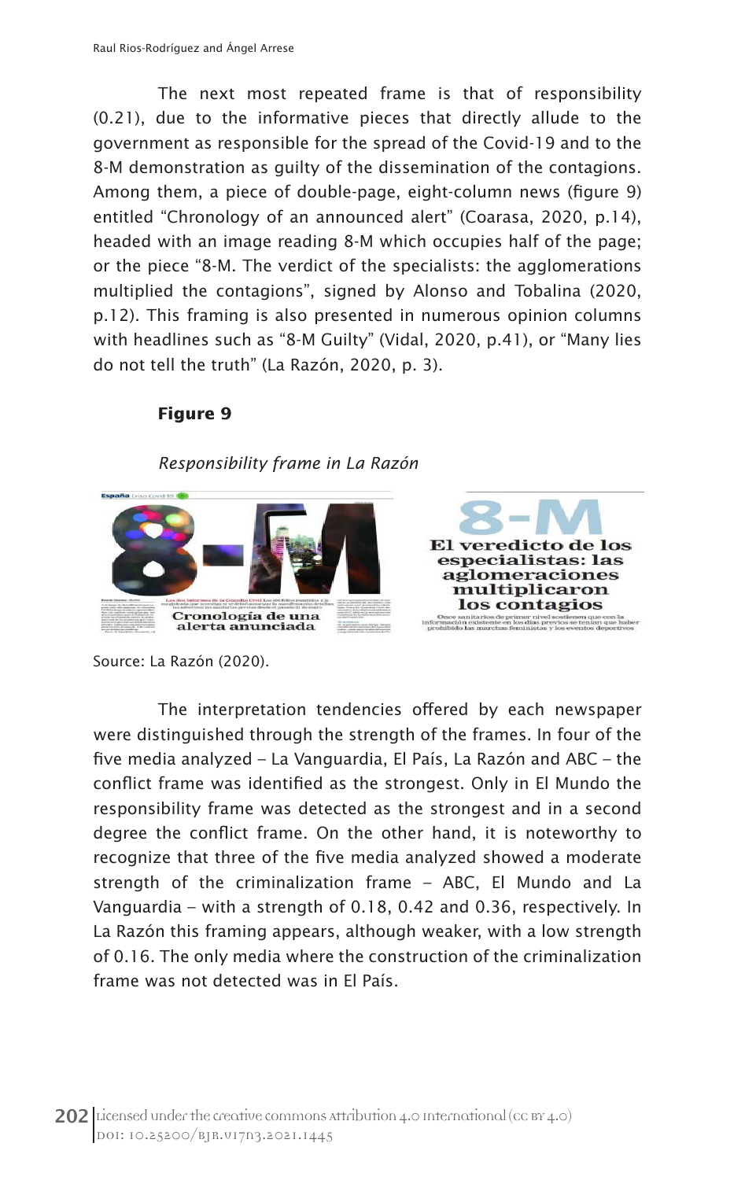The next most repeated frame is that of responsibility (0.21), due to the informative pieces that directly allude to the government as responsible for the spread of the Covid-19 and to the 8-M demonstration as guilty of the dissemination of the contagions. Among them, a piece of double-page, eight-column news (figure 9) entitled "Chronology of an announced alert" (Coarasa, 2020, p.14), headed with an image reading 8-M which occupies half of the page; or the piece "8-M. The verdict of the specialists: the agglomerations multiplied the contagions", signed by Alonso and Tobalina (2020, p.12). This framing is also presented in numerous opinion columns with headlines such as "8-M Guilty" (Vidal, 2020, p.41), or "Many lies do not tell the truth" (La Razón, 2020, p. 3).

**Figure 9**

*Responsibility frame in La Razón*

Source: La Razón (2020).

The interpretation tendencies offered by each newspaper were distinguished through the strength of the frames. In four of the five media analyzed – La Vanguardia, El País, La Razón and ABC – the conflict frame was identified as the strongest. Only in El Mundo the responsibility frame was detected as the strongest and in a second degree the conflict frame. On the other hand, it is noteworthy to recognize that three of the five media analyzed showed a moderate strength of the criminalization frame – ABC, El Mundo and La Vanguardia – with a strength of 0.18, 0.42 and 0.36, respectively. In La Razón this framing appears, although weaker, with a low strength of 0.16. The only media where the construction of the criminalization frame was not detected was in El País.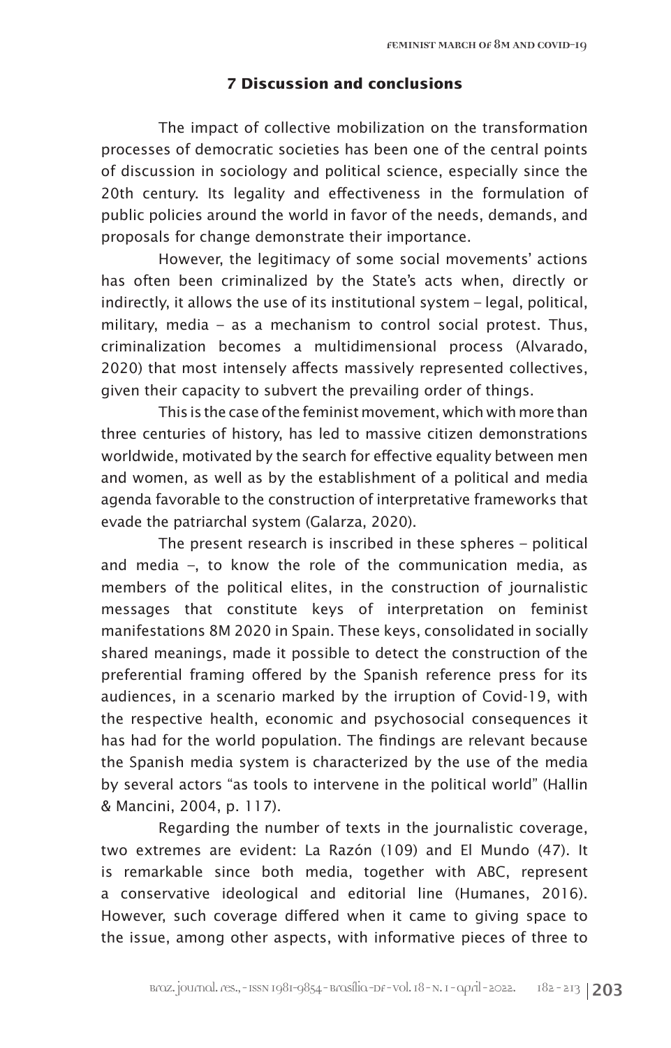## 7 Discussion and conclusions

The impact of collective mobilization on the transformation processes of democratic societies has been one of the central points of discussion in sociology and political science, especially since the 20th century. Its legality and effectiveness in the formulation of public policies around the world in favor of the needs, demands, and proposals for change demonstrate their importance.

However, the legitimacy of some social movements' actions has often been criminalized by the State's acts when, directly or indirectly, it allows the use of its institutional system – legal, political, military, media – as a mechanism to control social protest. Thus, criminalization becomes a multidimensional process (Alvarado, 2020) that most intensely affects massively represented collectives, given their capacity to subvert the prevailing order of things.

This is the case of the feminist movement, which with more than three centuries of history, has led to massive citizen demonstrations worldwide, motivated by the search for effective equality between men and women, as well as by the establishment of a political and media agenda favorable to the construction of interpretative frameworks that evade the patriarchal system (Galarza, 2020).

The present research is inscribed in these spheres – political and media –, to know the role of the communication media, as members of the political elites, in the construction of journalistic messages that constitute keys of interpretation on feminist manifestations 8M 2020 in Spain. These keys, consolidated in socially shared meanings, made it possible to detect the construction of the preferential framing offered by the Spanish reference press for its audiences, in a scenario marked by the irruption of Covid-19, with the respective health, economic and psychosocial consequences it has had for the world population. The findings are relevant because the Spanish media system is characterized by the use of the media by several actors "as tools to intervene in the political world" (Hallin & Mancini, 2004, p. 117).

Regarding the number of texts in the journalistic coverage, two extremes are evident: La Razón (109) and El Mundo (47). It is remarkable since both media, together with ABC, represent a conservative ideological and editorial line (Humanes, 2016). However, such coverage differed when it came to giving space to the issue, among other aspects, with informative pieces of three to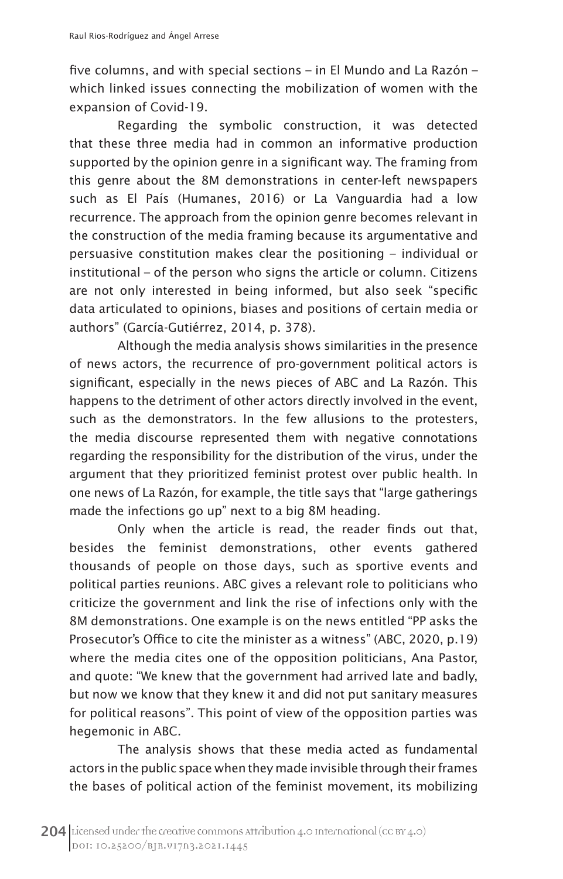five columns, and with special sections – in El Mundo and La Razón – which linked issues connecting the mobilization of women with the expansion of Covid-19.

Regarding the symbolic construction, it was detected that these three media had in common an informative production supported by the opinion genre in a significant way. The framing from this genre about the 8M demonstrations in center-left newspapers such as El País (Humanes, 2016) or La Vanguardia had a low recurrence. The approach from the opinion genre becomes relevant in the construction of the media framing because its argumentative and persuasive constitution makes clear the positioning – individual or institutional – of the person who signs the article or column. Citizens are not only interested in being informed, but also seek "specific data articulated to opinions, biases and positions of certain media or authors" (García-Gutiérrez, 2014, p. 378).

Although the media analysis shows similarities in the presence of news actors, the recurrence of pro-government political actors is significant, especially in the news pieces of ABC and La Razón. This happens to the detriment of other actors directly involved in the event, such as the demonstrators. In the few allusions to the protesters, the media discourse represented them with negative connotations regarding the responsibility for the distribution of the virus, under the argument that they prioritized feminist protest over public health. In one news of La Razón, for example, the title says that "large gatherings made the infections go up" next to a big 8M heading.

Only when the article is read, the reader finds out that, besides the feminist demonstrations, other events gathered thousands of people on those days, such as sportive events and political parties reunions. ABC gives a relevant role to politicians who criticize the government and link the rise of infections only with the 8M demonstrations. One example is on the news entitled "PP asks the Prosecutor's Office to cite the minister as a witness" (ABC, 2020, p.19) where the media cites one of the opposition politicians, Ana Pastor, and quote: "We knew that the government had arrived late and badly, but now we know that they knew it and did not put sanitary measures for political reasons". This point of view of the opposition parties was hegemonic in ABC.

The analysis shows that these media acted as fundamental actors in the public space when they made invisible through their frames the bases of political action of the feminist movement, its mobilizing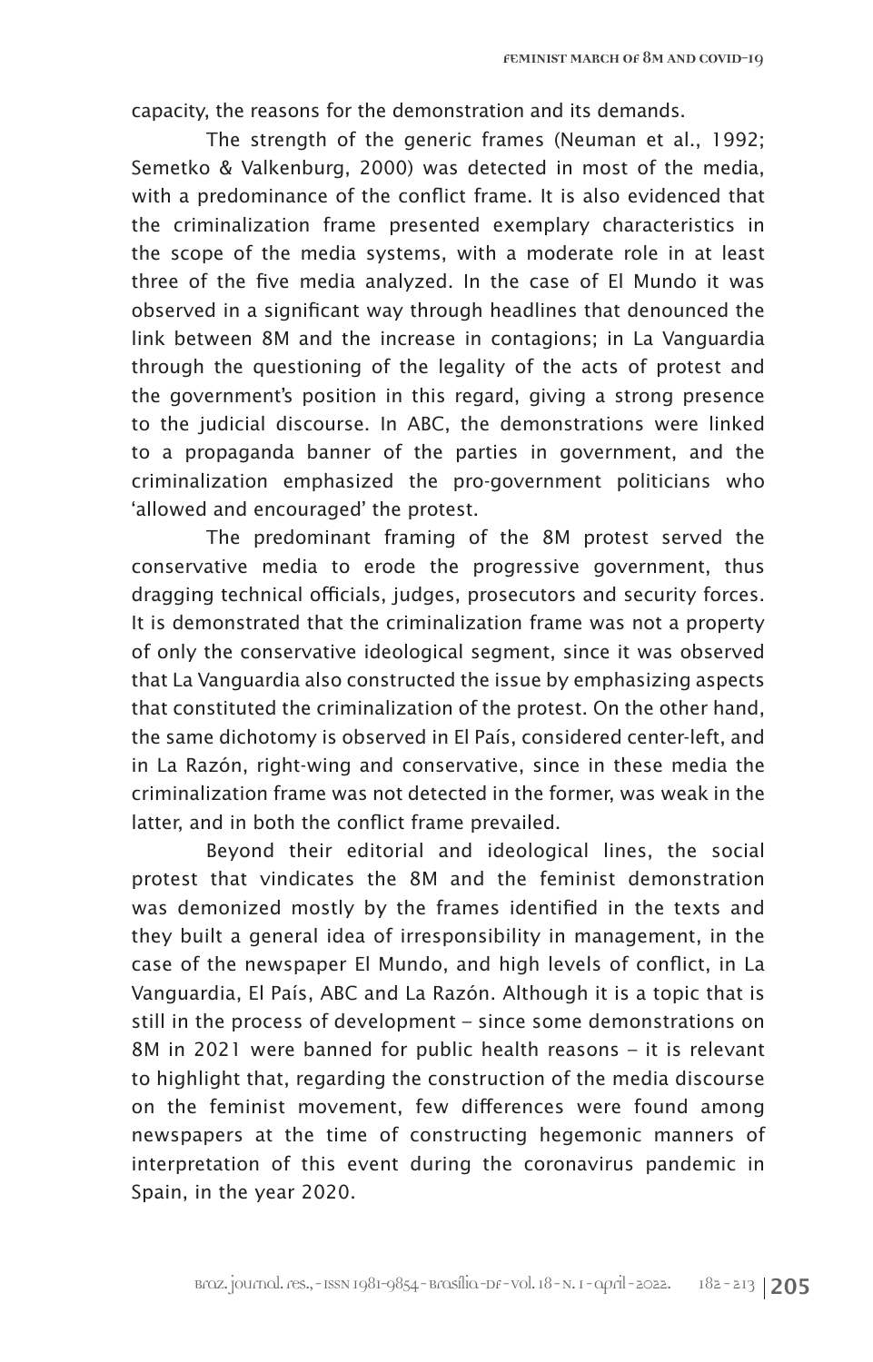capacity, the reasons for the demonstration and its demands.

The strength of the generic frames (Neuman et al., 1992; Semetko & Valkenburg, 2000) was detected in most of the media, with a predominance of the conflict frame. It is also evidenced that the criminalization frame presented exemplary characteristics in the scope of the media systems, with a moderate role in at least three of the five media analyzed. In the case of El Mundo it was observed in a significant way through headlines that denounced the link between 8M and the increase in contagions; in La Vanguardia through the questioning of the legality of the acts of protest and the government's position in this regard, giving a strong presence to the judicial discourse. In ABC, the demonstrations were linked to a propaganda banner of the parties in government, and the criminalization emphasized the pro-government politicians who 'allowed and encouraged' the protest.

The predominant framing of the 8M protest served the conservative media to erode the progressive government, thus dragging technical officials, judges, prosecutors and security forces. It is demonstrated that the criminalization frame was not a property of only the conservative ideological segment, since it was observed that La Vanguardia also constructed the issue by emphasizing aspects that constituted the criminalization of the protest. On the other hand, the same dichotomy is observed in El País, considered center-left, and in La Razón, right-wing and conservative, since in these media the criminalization frame was not detected in the former, was weak in the latter, and in both the conflict frame prevailed.

Beyond their editorial and ideological lines, the social protest that vindicates the 8M and the feminist demonstration was demonized mostly by the frames identified in the texts and they built a general idea of irresponsibility in management, in the case of the newspaper El Mundo, and high levels of conflict, in La Vanguardia, El País, ABC and La Razón. Although it is a topic that is still in the process of development – since some demonstrations on 8M in 2021 were banned for public health reasons – it is relevant to highlight that, regarding the construction of the media discourse on the feminist movement, few differences were found among newspapers at the time of constructing hegemonic manners of interpretation of this event during the coronavirus pandemic in Spain, in the year 2020.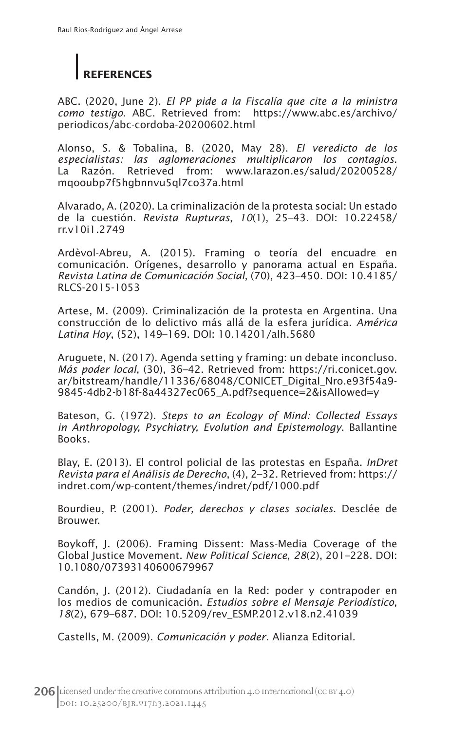## REFERENCES

ABC. (2020, June 2). *El PP pide a la Fiscalía que cite a la ministra como testigo*. ABC. Retrieved from: https://www.abc.es/archivo/periodicos/abc-cordoba-20200602.html

Alonso, S. & Tobalina, B. (2020, May 28). *El veredicto de los especialistas: las aglomeraciones multiplicaron los contagios*. La Razón. Retrieved from: www.larazon.es/salud/20200528/mqooubp7f5hgbnnvu5ql7co37a.html

Alvarado, A. (2020). La criminalización de la protesta social: Un estado de la cuestión. *Revista Rupturas*, *10*(1), 25–43. DOI: 10.22458/rr.v10i1.2749

Ardèvol-Abreu, A. (2015). Framing o teoría del encuadre en comunicación. Orígenes, desarrollo y panorama actual en España. *Revista Latina de Comunicación Social*, (70), 423–450. DOI: 10.4185/RLCS-2015-1053

Artese, M. (2009). Criminalización de la protesta en Argentina. Una construcción de lo delictivo más allá de la esfera jurídica. *América Latina Hoy*, (52), 149–169. DOI: 10.14201/alh.5680

Aruguete, N. (2017). Agenda setting y framing: un debate inconcluso. *Más poder local*, (30), 36–42. Retrieved from: https://ri.conicet.gov.ar/bitstream/handle/11336/68048/CONICET_Digital_Nro.e93f54a9-9845-4db2-b18f-8a44327ec065_A.pdf?sequence=2&isAllowed=y

Bateson, G. (1972). *Steps to an Ecology of Mind: Collected Essays in Anthropology, Psychiatry, Evolution and Epistemology*. Ballantine Books.

Blay, E. (2013). El control policial de las protestas en España. *InDret Revista para el Análisis de Derecho*, (4), 2–32. Retrieved from: https://indret.com/wp-content/themes/indret/pdf/1000.pdf

Bourdieu, P. (2001). *Poder, derechos y clases sociales*. Desclée de Brouwer.

Boykoff, J. (2006). Framing Dissent: Mass-Media Coverage of the Global Justice Movement. *New Political Science*, *28*(2), 201–228. DOI: 10.1080/07393140600679967

Candón, J. (2012). Ciudadanía en la Red: poder y contrapoder en los medios de comunicación. *Estudios sobre el Mensaje Periodístico*, *18*(2), 679–687. DOI: 10.5209/rev_ESMP.2012.v18.n2.41039

Castells, M. (2009). *Comunicación y poder*. Alianza Editorial.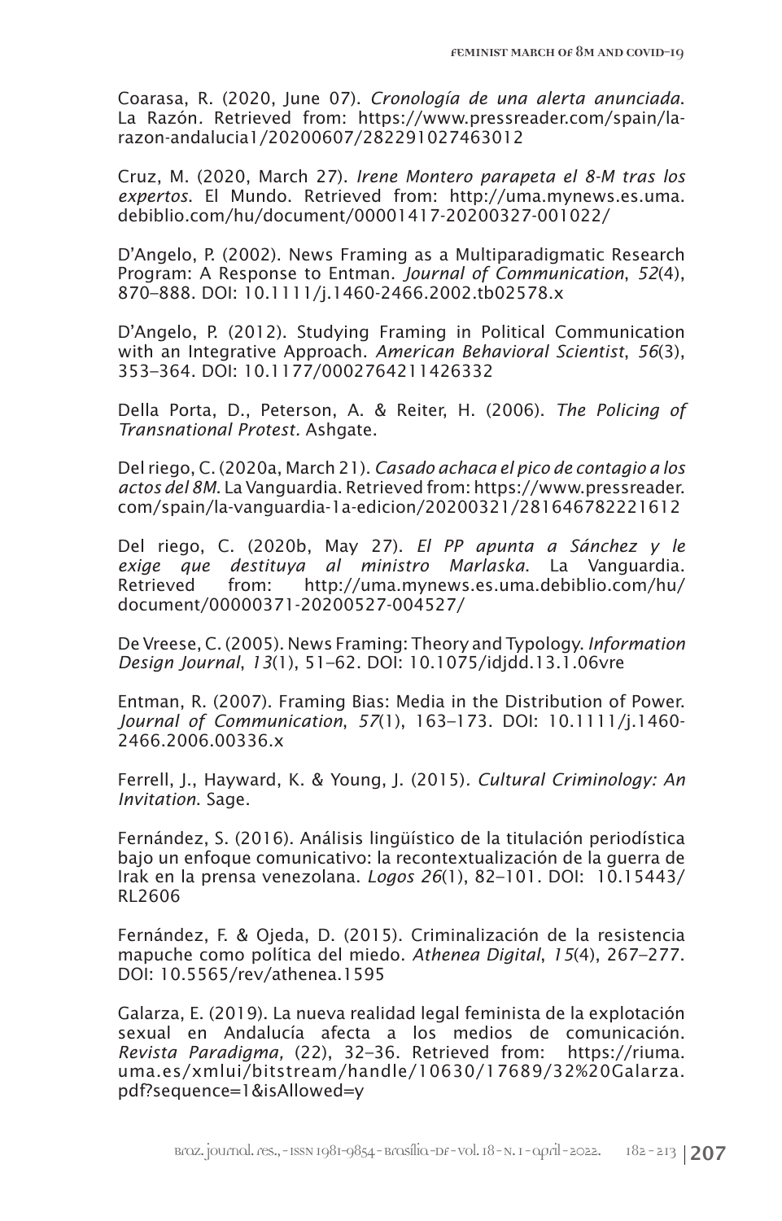Coarasa, R. (2020, June 07). *Cronología de una alerta anunciada*. La Razón. Retrieved from: https://www.pressreader.com/spain/la-razon-andalucia1/20200607/282291027463012

Cruz, M. (2020, March 27). *Irene Montero parapeta el 8-M tras los expertos*. El Mundo. Retrieved from: http://uma.mynews.es.uma.debiblio.com/hu/document/00001417-20200327-001022/

D'Angelo, P. (2002). News Framing as a Multiparadigmatic Research Program: A Response to Entman. *Journal of Communication*, *52*(4), 870–888. DOI: 10.1111/j.1460-2466.2002.tb02578.x

D'Angelo, P. (2012). Studying Framing in Political Communication with an Integrative Approach. *American Behavioral Scientist*, *56*(3), 353–364. DOI: 10.1177/0002764211426332

Della Porta, D., Peterson, A. & Reiter, H. (2006). *The Policing of Transnational Protest*. Ashgate.

Del riego, C. (2020a, March 21). *Casado achaca el pico de contagio a los actos del 8M*. La Vanguardia. Retrieved from: https://www.pressreader.com/spain/la-vanguardia-1a-edicion/20200321/281646782221612

Del riego, C. (2020b, May 27). *El PP apunta a Sánchez y le exige que destituya al ministro Marlaska*. La Vanguardia. Retrieved from: http://uma.mynews.es.uma.debiblio.com/hu/document/00000371-20200527-004527/

De Vreese, C. (2005). News Framing: Theory and Typology. *Information Design Journal*, *13*(1), 51–62. DOI: 10.1075/idjdd.13.1.06vre

Entman, R. (2007). Framing Bias: Media in the Distribution of Power. *Journal of Communication*, *57*(1), 163–173. DOI: 10.1111/j.1460-2466.2006.00336.x

Ferrell, J., Hayward, K. & Young, J. (2015). *Cultural Criminology: An Invitation*. Sage.

Fernández, S. (2016). Análisis lingüístico de la titulación periodística bajo un enfoque comunicativo: la recontextualización de la guerra de Irak en la prensa venezolana. *Logos 26*(1), 82–101. DOI: 10.15443/RL2606

Fernández, F. & Ojeda, D. (2015). Criminalización de la resistencia mapuche como política del miedo. *Athenea Digital*, *15*(4), 267–277. DOI: 10.5565/rev/athenea.1595

Galarza, E. (2019). La nueva realidad legal feminista de la explotación sexual en Andalucía afecta a los medios de comunicación. *Revista Paradigma,* (22), 32–36. Retrieved from: https://riuma.uma.es/xmlui/bitstream/handle/10630/17689/32%20Galarza.pdf?sequence=1&isAllowed=y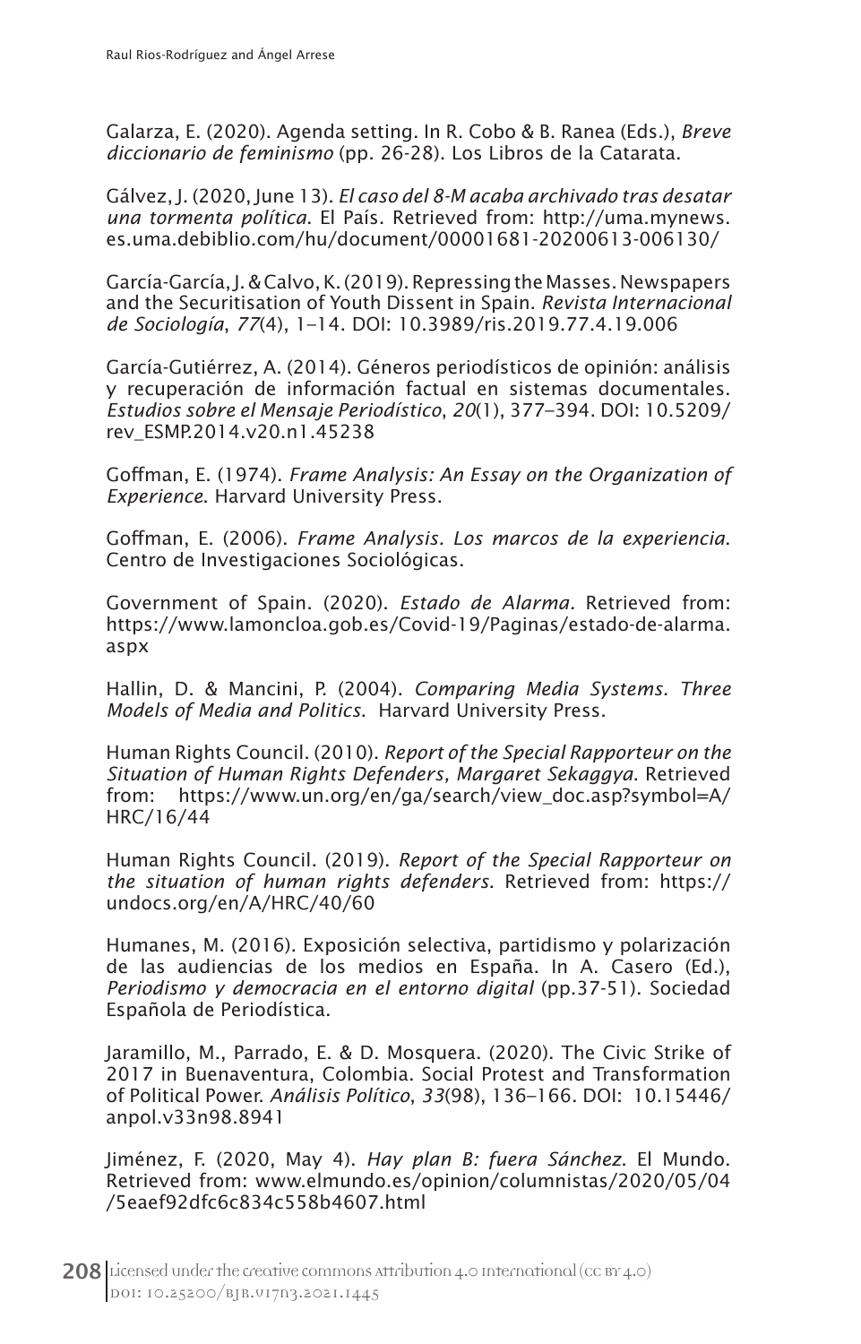Galarza, E. (2020). Agenda setting. In R. Cobo & B. Ranea (Eds.), *Breve diccionario de feminismo* (pp. 26-28). Los Libros de la Catarata.

Gálvez, J. (2020, June 13). *El caso del 8-M acaba archivado tras desatar una tormenta política*. El País. Retrieved from: http://uma.mynews.es.uma.debiblio.com/hu/document/00001681-20200613-006130/

García-García, J. & Calvo, K. (2019). Repressing the Masses. Newspapers and the Securitisation of Youth Dissent in Spain. *Revista Internacional de Sociología*, *77*(4), 1–14. DOI: 10.3989/ris.2019.77.4.19.006

García-Gutiérrez, A. (2014). Géneros periodísticos de opinión: análisis y recuperación de información factual en sistemas documentales. *Estudios sobre el Mensaje Periodístico*, *20*(1), 377–394. DOI: 10.5209/rev_ESMP.2014.v20.n1.45238

Goffman, E. (1974). *Frame Analysis: An Essay on the Organization of Experience*. Harvard University Press.

Goffman, E. (2006). *Frame Analysis. Los marcos de la experiencia*. Centro de Investigaciones Sociológicas.

Government of Spain. (2020). *Estado de Alarma.* Retrieved from: https://www.lamoncloa.gob.es/Covid-19/Paginas/estado-de-alarma.aspx

Hallin, D. & Mancini, P. (2004). *Comparing Media Systems. Three Models of Media and Politics*. Harvard University Press.

Human Rights Council. (2010). *Report of the Special Rapporteur on the Situation of Human Rights Defenders, Margaret Sekaggya*. Retrieved from: https://www.un.org/en/ga/search/view_doc.asp?symbol=A/HRC/16/44

Human Rights Council. (2019). *Report of the Special Rapporteur on the situation of human rights defenders*. Retrieved from: https://undocs.org/en/A/HRC/40/60

Humanes, M. (2016). Exposición selectiva, partidismo y polarización de las audiencias de los medios en España. In A. Casero (Ed.), *Periodismo y democracia en el entorno digital* (pp.37-51). Sociedad Española de Periodística.

Jaramillo, M., Parrado, E. & D. Mosquera. (2020). The Civic Strike of 2017 in Buenaventura, Colombia. Social Protest and Transformation of Political Power. *Análisis Político*, *33*(98), 136–166. DOI: 10.15446/anpol.v33n98.8941

Jiménez, F. (2020, May 4). *Hay plan B: fuera Sánchez*. El Mundo. Retrieved from: www.elmundo.es/opinion/columnistas/2020/05/04/5eaef92dfc6c834c558b4607.html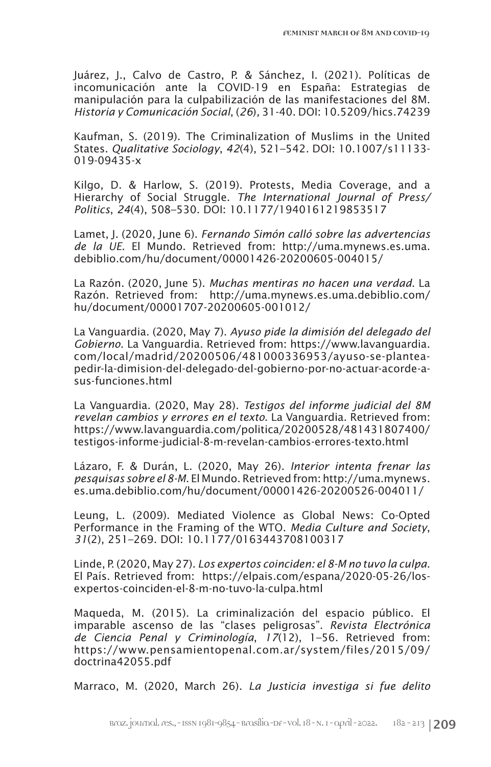Juárez, J., Calvo de Castro, P. & Sánchez, I. (2021). Políticas de incomunicación ante la COVID-19 en España: Estrategias de manipulación para la culpabilización de las manifestaciones del 8M. *Historia y Comunicación Social*, (*26*), 31-40. DOI: 10.5209/hics.74239

Kaufman, S. (2019). The Criminalization of Muslims in the United States. *Qualitative Sociology*, *42*(4), 521–542. DOI: 10.1007/s11133-019-09435-x

Kilgo, D. & Harlow, S. (2019). Protests, Media Coverage, and a Hierarchy of Social Struggle. *The International Journal of Press/Politics*, *24*(4), 508–530. DOI: 10.1177/1940161219853517

Lamet, J. (2020, June 6). *Fernando Simón calló sobre las advertencias de la UE*. El Mundo. Retrieved from: http://uma.mynews.es.uma.debiblio.com/hu/document/00001426-20200605-004015/

La Razón. (2020, June 5). *Muchas mentiras no hacen una verdad*. La Razón. Retrieved from: http://uma.mynews.es.uma.debiblio.com/hu/document/00001707-20200605-001012/

La Vanguardia. (2020, May 7). *Ayuso pide la dimisión del delegado del Gobierno*. La Vanguardia. Retrieved from: https://www.lavanguardia.com/local/madrid/20200506/481000336953/ayuso-se-plantea-pedir-la-dimision-del-delegado-del-gobierno-por-no-actuar-acorde-a-sus-funciones.html

La Vanguardia. (2020, May 28). *Testigos del informe judicial del 8M revelan cambios y errores en el texto*. La Vanguardia. Retrieved from: https://www.lavanguardia.com/politica/20200528/481431807400/testigos-informe-judicial-8-m-revelan-cambios-errores-texto.html

Lázaro, F. & Durán, L. (2020, May 26). *Interior intenta frenar las pesquisas sobre el 8-M*. El Mundo. Retrieved from: http://uma.mynews.es.uma.debiblio.com/hu/document/00001426-20200526-004011/

Leung, L. (2009). Mediated Violence as Global News: Co-Opted Performance in the Framing of the WTO. *Media Culture and Society*, *31*(2), 251–269. DOI: 10.1177/0163443708100317

Linde, P. (2020, May 27). *Los expertos coinciden: el 8-M no tuvo la culpa*. El País. Retrieved from: https://elpais.com/espana/2020-05-26/los-expertos-coinciden-el-8-m-no-tuvo-la-culpa.html

Maqueda, M. (2015). La criminalización del espacio público. El imparable ascenso de las "clases peligrosas". *Revista Electrónica de Ciencia Penal y Criminología*, *17*(12), 1–56. Retrieved from: https://www.pensamientopenal.com.ar/system/files/2015/09/doctrina42055.pdf

Marraco, M. (2020, March 26). *La Justicia investiga si fue delito*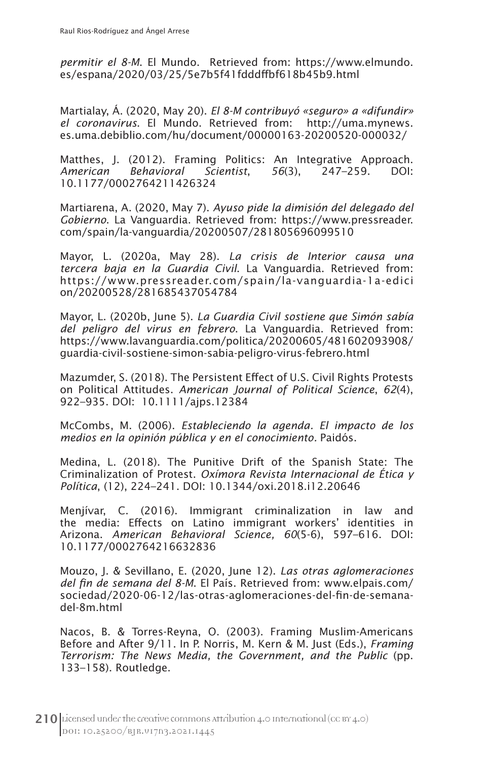*permitir el 8-M*. El Mundo. Retrieved from: https://www.elmundo.es/espana/2020/03/25/5e7b5f41fdddffbf618b45b9.html

Martialay, Á. (2020, May 20). *El 8-M contribuyó «seguro» a «difundir» el coronavirus*. El Mundo. Retrieved from: http://uma.mynews.es.uma.debiblio.com/hu/document/00000163-20200520-000032/

Matthes, J. (2012). Framing Politics: An Integrative Approach. *American Behavioral Scientist*, *56*(3), 247–259. DOI: 10.1177/0002764211426324

Martiarena, A. (2020, May 7). *Ayuso pide la dimisión del delegado del Gobierno*. La Vanguardia. Retrieved from: https://www.pressreader.com/spain/la-vanguardia/20200507/281805696099510

Mayor, L. (2020a, May 28). *La crisis de Interior causa una tercera baja en la Guardia Civil*. La Vanguardia. Retrieved from: https://www.pressreader.com/spain/la-vanguardia-1a-edicion/20200528/281685437054784

Mayor, L. (2020b, June 5). *La Guardia Civil sostiene que Simón sabía del peligro del virus en febrero*. La Vanguardia. Retrieved from: https://www.lavanguardia.com/politica/20200605/481602093908/guardia-civil-sostiene-simon-sabia-peligro-virus-febrero.html

Mazumder, S. (2018). The Persistent Effect of U.S. Civil Rights Protests on Political Attitudes. *American Journal of Political Science*, *62*(4), 922–935. DOI: 10.1111/ajps.12384

McCombs, M. (2006). *Estableciendo la agenda. El impacto de los medios en la opinión pública y en el conocimiento*. Paidós.

Medina, L. (2018). The Punitive Drift of the Spanish State: The Criminalization of Protest. *Oxímora Revista Internacional de Ética y Política*, (12), 224–241. DOI: 10.1344/oxi.2018.i12.20646

Menjívar, C. (2016). Immigrant criminalization in law and the media: Effects on Latino immigrant workers' identities in Arizona. *American Behavioral Science, 60*(5-6), 597–616. DOI: 10.1177/0002764216632836

Mouzo, J. & Sevillano, E. (2020, June 12). *Las otras aglomeraciones del fin de semana del 8-M*. El País. Retrieved from: www.elpais.com/sociedad/2020-06-12/las-otras-aglomeraciones-del-fin-de-semana-del-8m.html

Nacos, B. & Torres-Reyna, O. (2003). Framing Muslim-Americans Before and After 9/11. In P. Norris, M. Kern & M. Just (Eds.), *Framing Terrorism: The News Media, the Government, and the Public* (pp. 133–158). Routledge.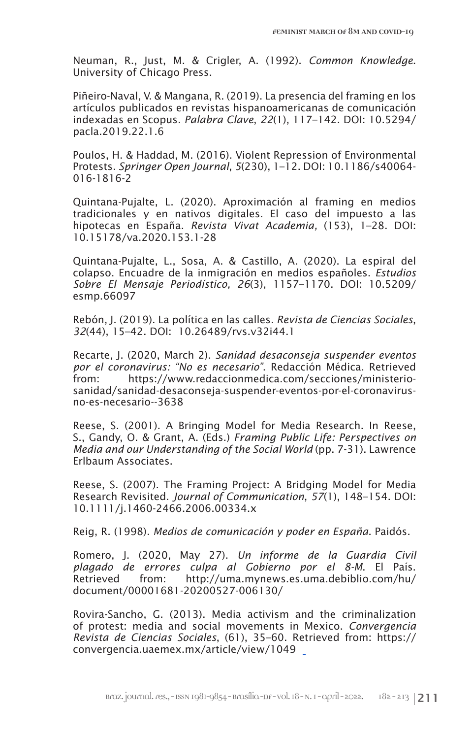Neuman, R., Just, M. & Crigler, A. (1992). *Common Knowledge*. University of Chicago Press.

Piñeiro-Naval, V. & Mangana, R. (2019). La presencia del framing en los artículos publicados en revistas hispanoamericanas de comunicación indexadas en Scopus. *Palabra Clave*, *22*(1), 117–142. DOI: 10.5294/pacla.2019.22.1.6

Poulos, H. & Haddad, M. (2016). Violent Repression of Environmental Protests. *Springer Open Journal*, *5*(230), 1–12. DOI: 10.1186/s40064-016-1816-2

Quintana-Pujalte, L. (2020). Aproximación al framing en medios tradicionales y en nativos digitales. El caso del impuesto a las hipotecas en España. *Revista Vivat Academia,* (153), 1–28. DOI: 10.15178/va.2020.153.1-28

Quintana-Pujalte, L., Sosa, A. & Castillo, A. (2020). La espiral del colapso. Encuadre de la inmigración en medios españoles. *Estudios Sobre El Mensaje Periodístico, 26*(3), 1157–1170. DOI: 10.5209/esmp.66097

Rebón, J. (2019). La política en las calles. *Revista de Ciencias Sociales*, *32*(44), 15–42. DOI: 10.26489/rvs.v32i44.1

Recarte, J. (2020, March 2). *Sanidad desaconseja suspender eventos por el coronavirus: "No es necesario"*. Redacción Médica. Retrieved from: https://www.redaccionmedica.com/secciones/ministerio-sanidad/sanidad-desaconseja-suspender-eventos-por-el-coronavirus-no-es-necesario--3638

Reese, S. (2001). A Bringing Model for Media Research. In Reese, S., Gandy, O. & Grant, A. (Eds.) *Framing Public Life: Perspectives on Media and our Understanding of the Social World* (pp. 7-31). Lawrence Erlbaum Associates.

Reese, S. (2007). The Framing Project: A Bridging Model for Media Research Revisited. *Journal of Communication*, *57*(1), 148–154. DOI: 10.1111/j.1460-2466.2006.00334.x

Reig, R. (1998). *Medios de comunicación y poder en España*. Paidós.

Romero, J. (2020, May 27). *Un informe de la Guardia Civil plagado de errores culpa al Gobierno por el 8-M.* El País. Retrieved from: http://uma.mynews.es.uma.debiblio.com/hu/document/00001681-20200527-006130/

Rovira-Sancho, G. (2013). Media activism and the criminalization of protest: media and social movements in Mexico. *Convergencia Revista de Ciencias Sociales*, (61), 35–60. Retrieved from: https://convergencia.uaemex.mx/article/view/1049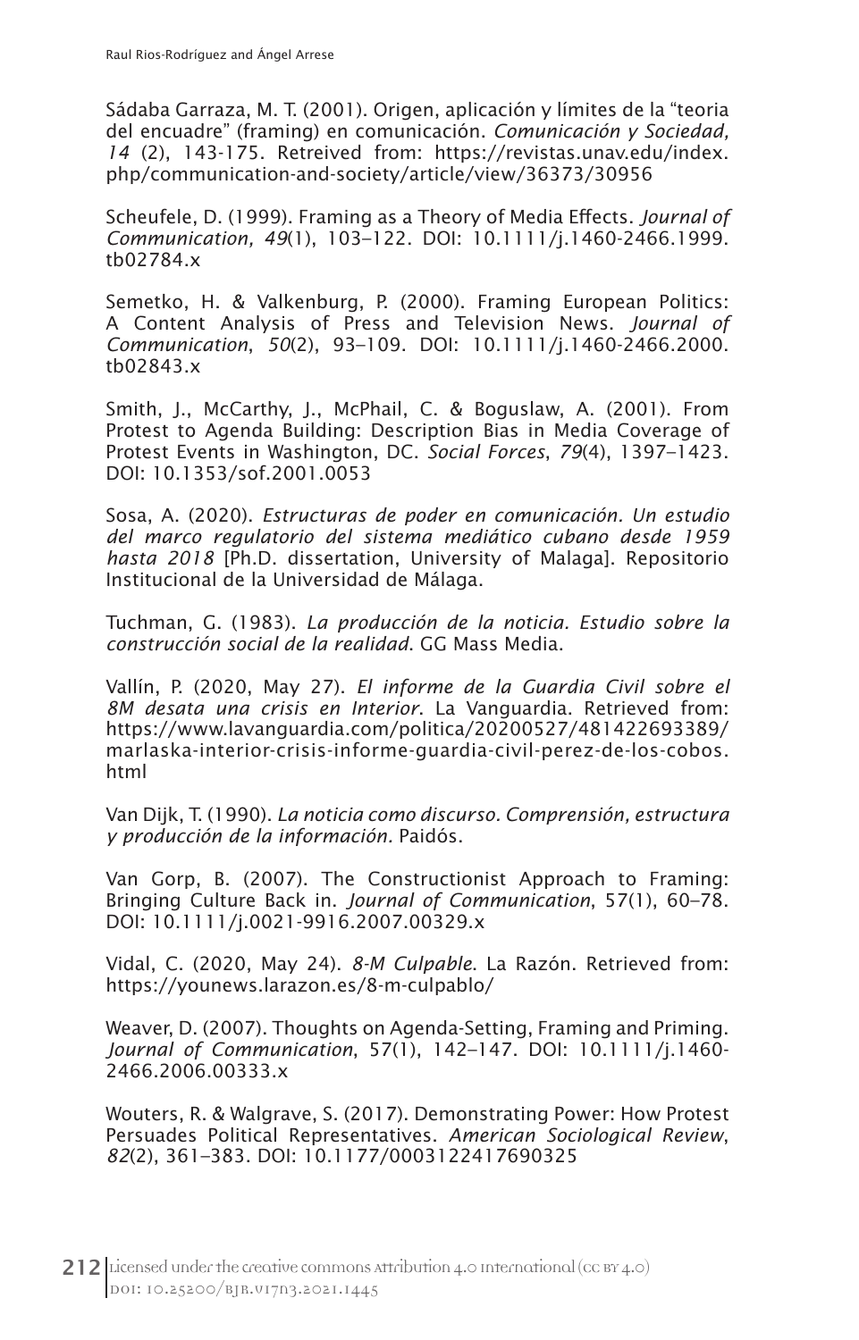Sádaba Garraza, M. T. (2001). Origen, aplicación y límites de la “teoria del encuadre” (framing) en comunicación. *Comunicación y Sociedad, 14* (2), 143-175. Retreived from: https://revistas.unav.edu/index.php/communication-and-society/article/view/36373/30956

Scheufele, D. (1999). Framing as a Theory of Media Effects. *Journal of Communication, 49*(1), 103–122. DOI: 10.1111/j.1460-2466.1999.tb02784.x

Semetko, H. & Valkenburg, P. (2000). Framing European Politics: A Content Analysis of Press and Television News. *Journal of Communication*, *50*(2), 93–109. DOI: 10.1111/j.1460-2466.2000.tb02843.x

Smith, J., McCarthy, J., McPhail, C. & Boguslaw, A. (2001). From Protest to Agenda Building: Description Bias in Media Coverage of Protest Events in Washington, DC. *Social Forces*, *79*(4), 1397–1423. DOI: 10.1353/sof.2001.0053

Sosa, A. (2020). *Estructuras de poder en comunicación. Un estudio del marco regulatorio del sistema mediático cubano desde 1959 hasta 2018* [Ph.D. dissertation, University of Malaga]. Repositorio Institucional de la Universidad de Málaga.

Tuchman, G. (1983). *La producción de la noticia. Estudio sobre la construcción social de la realidad*. GG Mass Media.

Vallín, P. (2020, May 27). *El informe de la Guardia Civil sobre el 8M desata una crisis en Interior*. La Vanguardia. Retrieved from: https://www.lavanguardia.com/politica/20200527/481422693389/marlaska-interior-crisis-informe-guardia-civil-perez-de-los-cobos.html

Van Dijk, T. (1990). *La noticia como discurso. Comprensión, estructura y producción de la información.* Paidós.

Van Gorp, B. (2007). The Constructionist Approach to Framing: Bringing Culture Back in. *Journal of Communication*, 57(1), 60–78. DOI: 10.1111/j.0021-9916.2007.00329.x

Vidal, C. (2020, May 24). *8-M Culpable.* La Razón. Retrieved from: https://younews.larazon.es/8-m-culpablo/

Weaver, D. (2007). Thoughts on Agenda-Setting, Framing and Priming. *Journal of Communication*, 57(1), 142–147. DOI: 10.1111/j.1460-2466.2006.00333.x

Wouters, R. & Walgrave, S. (2017). Demonstrating Power: How Protest Persuades Political Representatives. *American Sociological Review*, *82*(2), 361–383. DOI: 10.1177/0003122417690325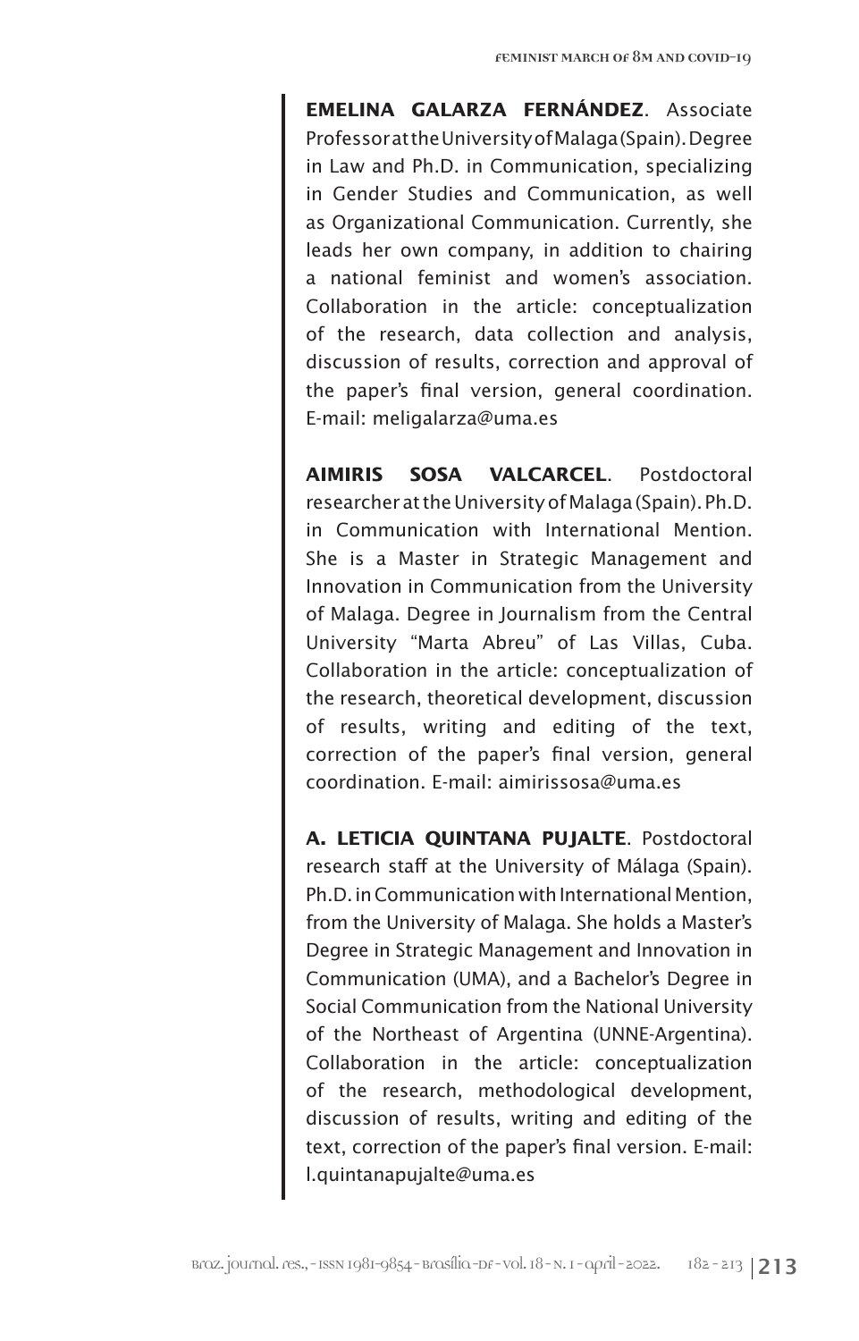**EMELINA GALARZA FERNÁNDEZ**. Associate Professor at the University of Malaga (Spain). Degree in Law and Ph.D. in Communication, specializing in Gender Studies and Communication, as well as Organizational Communication. Currently, she leads her own company, in addition to chairing a national feminist and women's association. Collaboration in the article: conceptualization of the research, data collection and analysis, discussion of results, correction and approval of the paper's final version, general coordination. E-mail: meligalarza@uma.es

**AIMIRIS SOSA VALCARCEL**. Postdoctoral researcher at the University of Malaga (Spain). Ph.D. in Communication with International Mention. She is a Master in Strategic Management and Innovation in Communication from the University of Malaga. Degree in Journalism from the Central University "Marta Abreu" of Las Villas, Cuba. Collaboration in the article: conceptualization of the research, theoretical development, discussion of results, writing and editing of the text, correction of the paper's final version, general coordination. E-mail: aimirissosa@uma.es

**A. LETICIA QUINTANA PUJALTE**. Postdoctoral research staff at the University of Málaga (Spain). Ph.D. in Communication with International Mention, from the University of Malaga. She holds a Master's Degree in Strategic Management and Innovation in Communication (UMA), and a Bachelor's Degree in Social Communication from the National University of the Northeast of Argentina (UNNE-Argentina). Collaboration in the article: conceptualization of the research, methodological development, discussion of results, writing and editing of the text, correction of the paper's final version. E-mail: l.quintanapujalte@uma.es